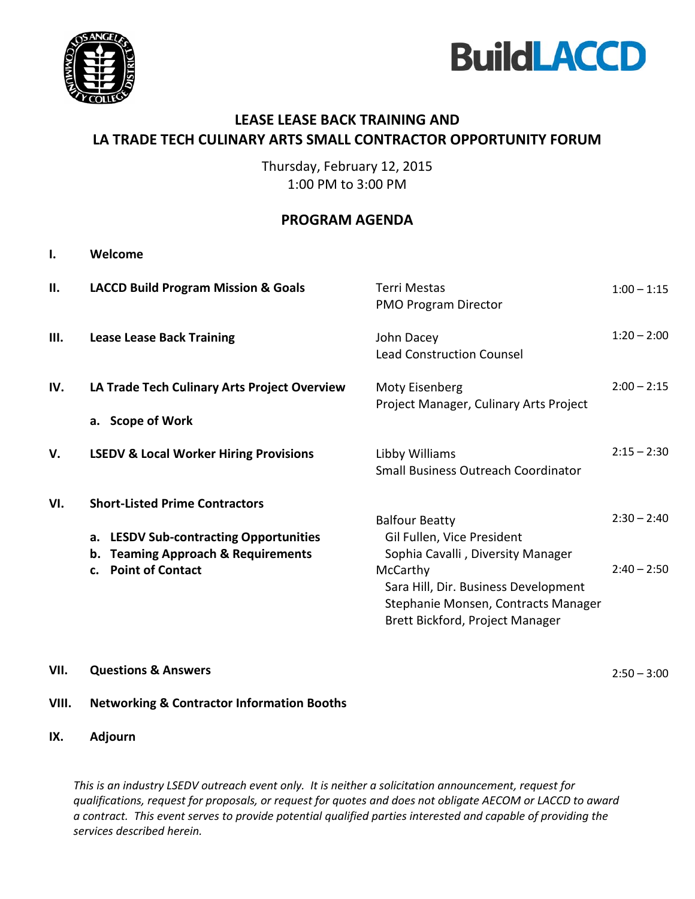# LEASE LEASE BACK TRAINING AND
# LA TRADE TECH CULINARY ARTS SMALL CONTRACTOR OPPORTUNITY FORUM

Thursday, February 12, 2015
1:00 PM to 3:00 PM

## PROGRAM AGENDA

| | Item | Presenter | Time |
|---|---|---|---|
| **I.** | **Welcome** | | |
| **II.** | **LACCD Build Program Mission & Goals** | Terri Mestas<br>PMO Program Director | 1:00 – 1:15 |
| **III.** | **Lease Lease Back Training** | John Dacey<br>Lead Construction Counsel | 1:20 – 2:00 |
| **IV.** | **LA Trade Tech Culinary Arts Project Overview**<br>a. **Scope of Work** | Moty Eisenberg<br>Project Manager, Culinary Arts Project | 2:00 – 2:15 |
| **V.** | **LSEDV & Local Worker Hiring Provisions** | Libby Williams<br>Small Business Outreach Coordinator | 2:15 – 2:30 |
| **VI.** | **Short-Listed Prime Contractors**<br>a. **LESDV Sub-contracting Opportunities**<br>b. **Teaming Approach & Requirements**<br>c. **Point of Contact** | Balfour Beatty<br>Gil Fullen, Vice President<br>Sophia Cavalli , Diversity Manager | 2:30 – 2:40 |
| | | McCarthy<br>Sara Hill, Dir. Business Development<br>Stephanie Monsen, Contracts Manager<br>Brett Bickford, Project Manager | 2:40 – 2:50 |
| **VII.** | **Questions & Answers** | | 2:50 – 3:00 |
| **VIII.** | **Networking & Contractor Information Booths** | | |
| **IX.** | **Adjourn** | | |

*This is an industry LSEDV outreach event only. It is neither a solicitation announcement, request for qualifications, request for proposals, or request for quotes and does not obligate AECOM or LACCD to award a contract. This event serves to provide potential qualified parties interested and capable of providing the services described herein.*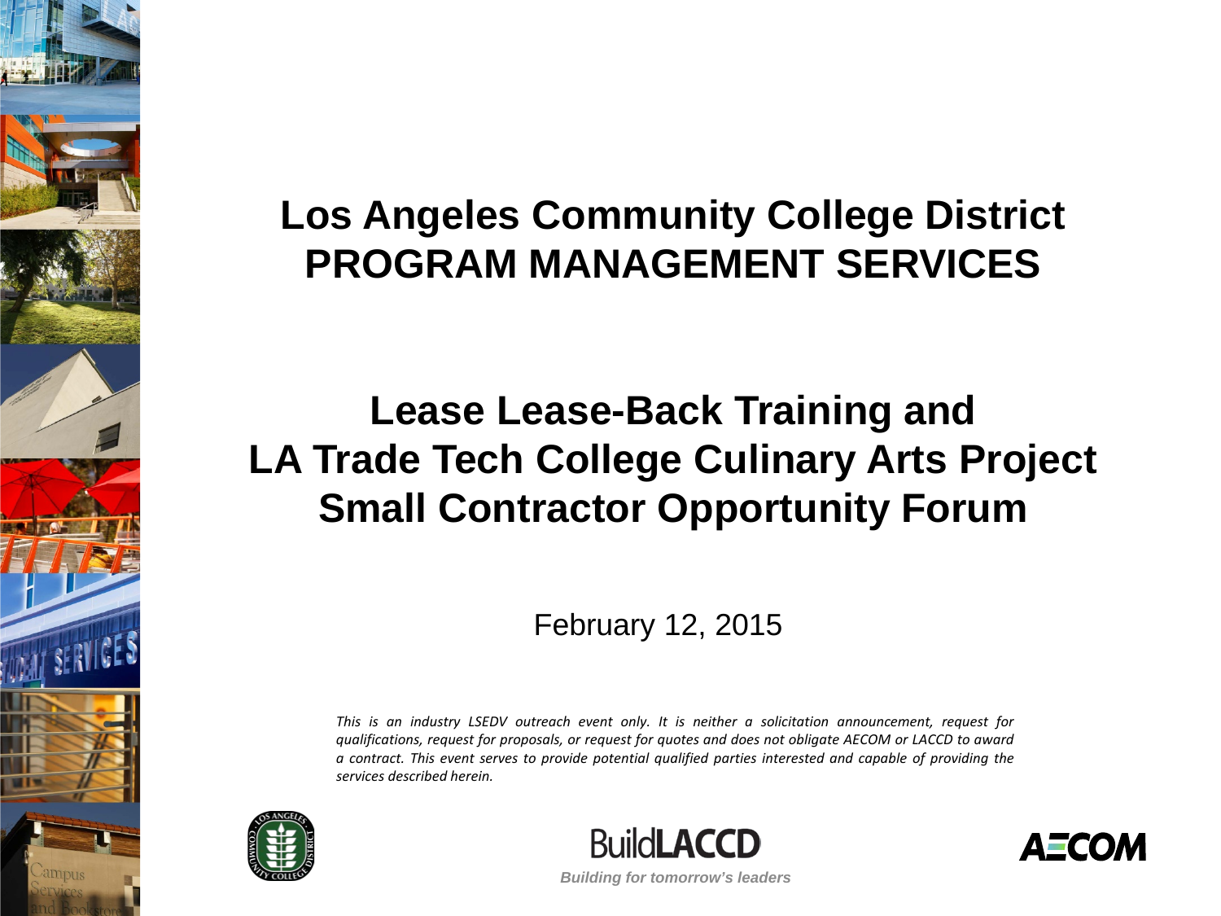# Los Angeles Community College District PROGRAM MANAGEMENT SERVICES

## Lease Lease-Back Training and LA Trade Tech College Culinary Arts Project Small Contractor Opportunity Forum

February 12, 2015

*This is an industry LSEDV outreach event only. It is neither a solicitation announcement, request for qualifications, request for proposals, or request for quotes and does not obligate AECOM or LACCD to award a contract. This event serves to provide potential qualified parties interested and capable of providing the services described herein.*

BuildLACCD

*Building for tomorrow's leaders*

AECOM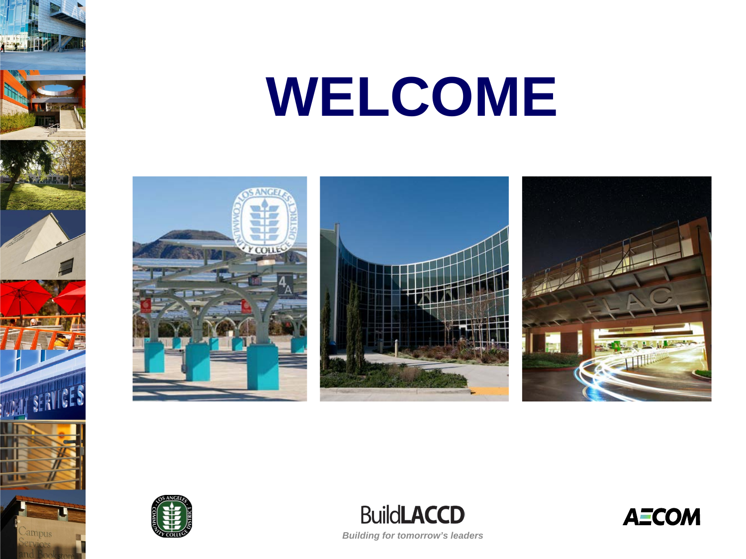# WELCOME

BuildLACCD

*Building for tomorrow's leaders*

AECOM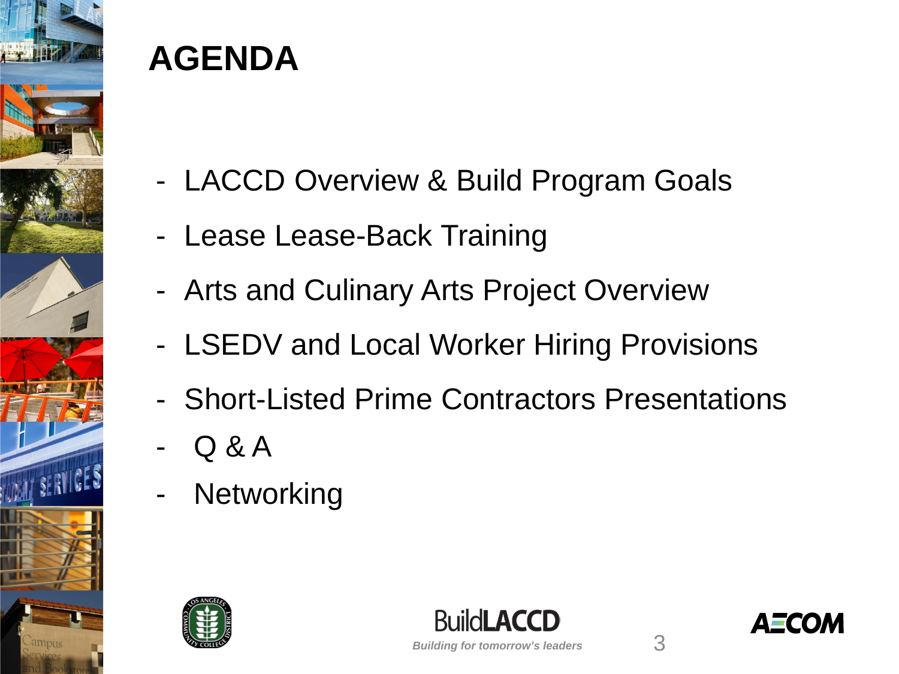# AGENDA

- LACCD Overview & Build Program Goals
- Lease Lease-Back Training
- Arts and Culinary Arts Project Overview
- LSEDV and Local Worker Hiring Provisions
- Short-Listed Prime Contractors Presentations
- Q & A
- Networking

BuildLACCD

*Building for tomorrow's leaders*

AECOM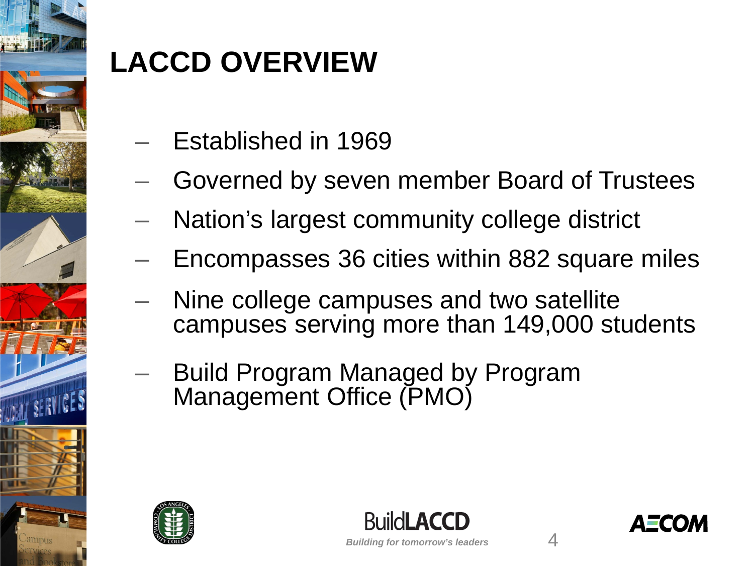# LACCD OVERVIEW

- Established in 1969
- Governed by seven member Board of Trustees
- Nation's largest community college district
- Encompasses 36 cities within 882 square miles
- Nine college campuses and two satellite campuses serving more than 149,000 students
- Build Program Managed by Program Management Office (PMO)

BuildLACCD

*Building for tomorrow's leaders*

AECOM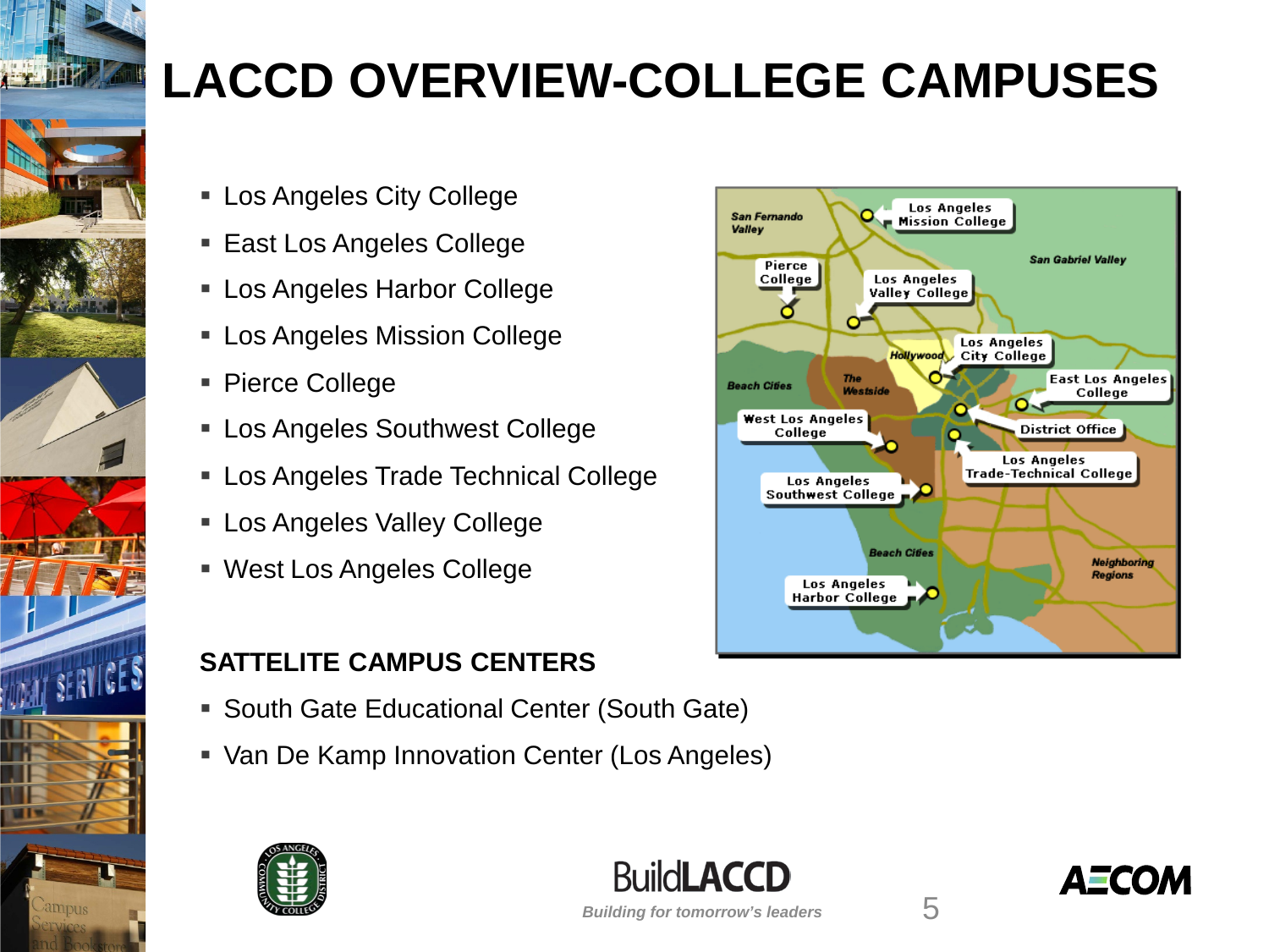# LACCD OVERVIEW-COLLEGE CAMPUSES

- Los Angeles City College
- East Los Angeles College
- Los Angeles Harbor College
- Los Angeles Mission College
- Pierce College
- Los Angeles Southwest College
- Los Angeles Trade Technical College
- Los Angeles Valley College
- West Los Angeles College

**SATTELITE CAMPUS CENTERS**

- South Gate Educational Center (South Gate)
- Van De Kamp Innovation Center (Los Angeles)

BuildLACCD

*Building for tomorrow's leaders*

AECOM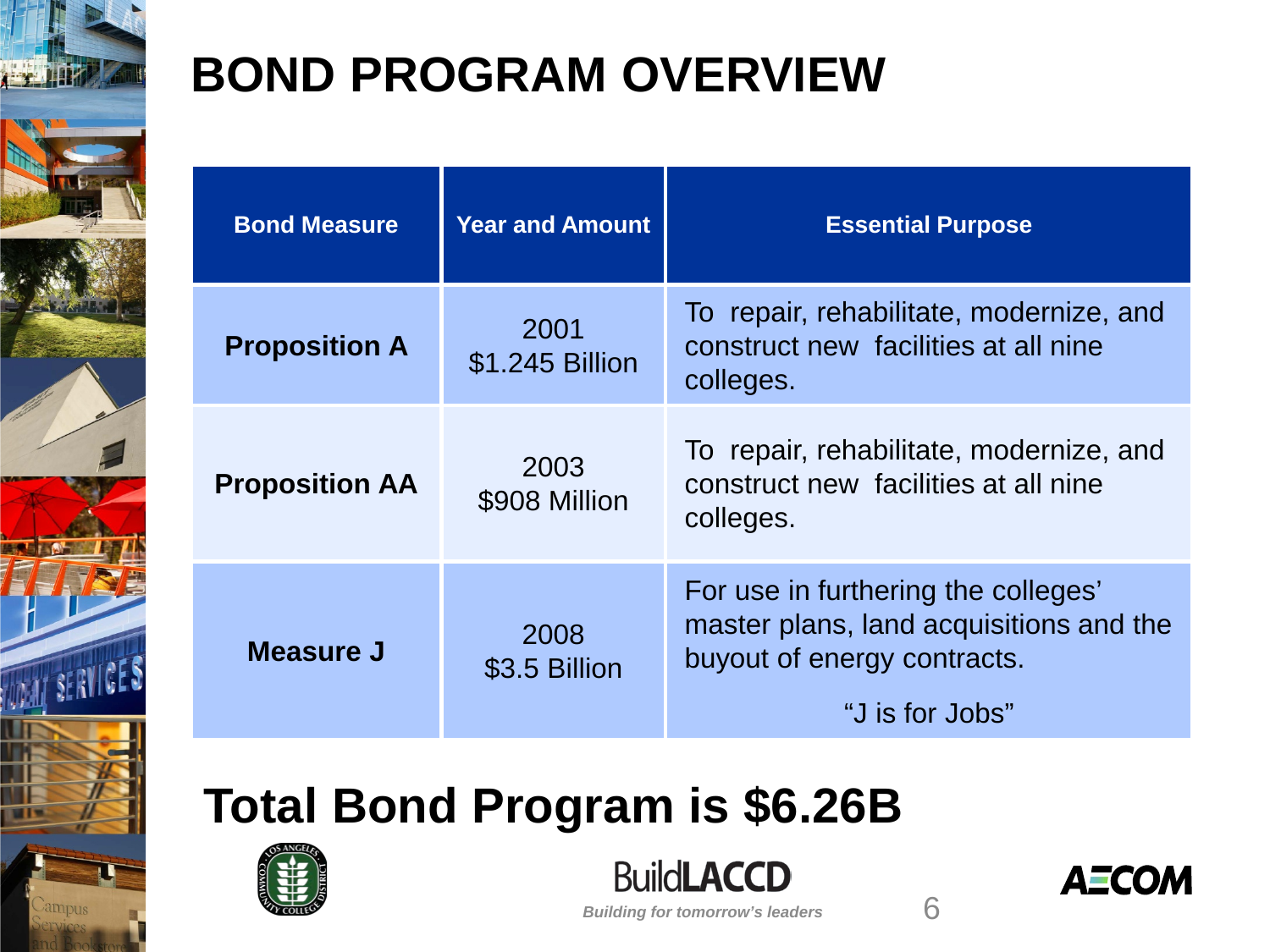# BOND PROGRAM OVERVIEW

| Bond Measure | Year and Amount | Essential Purpose |
|---|---|---|
| **Proposition A** | 2001 $1.245 Billion | To repair, rehabilitate, modernize, and construct new facilities at all nine colleges. |
| **Proposition AA** | 2003 $908 Million | To repair, rehabilitate, modernize, and construct new facilities at all nine colleges. |
| **Measure J** | 2008 $3.5 Billion | For use in furthering the colleges' master plans, land acquisitions and the buyout of energy contracts. "J is for Jobs" |

## Total Bond Program is $6.26B

BuildLACCD

*Building for tomorrow's leaders*

AECOM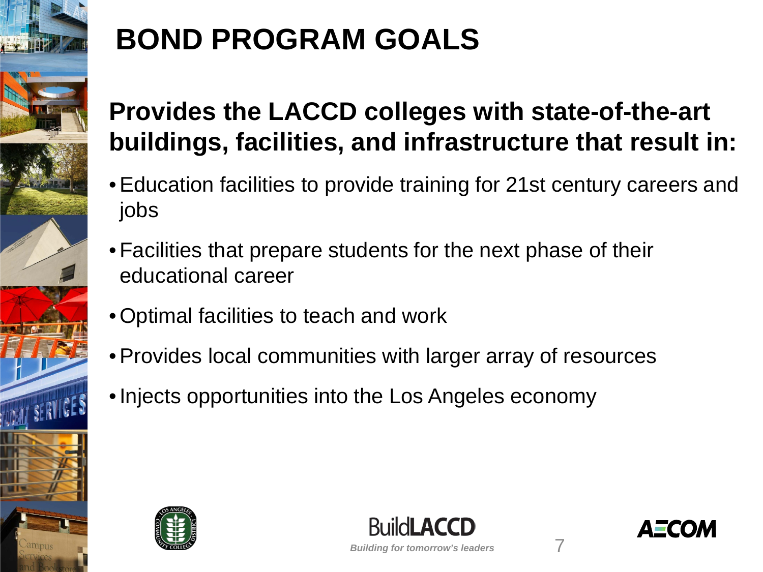# BOND PROGRAM GOALS

## Provides the LACCD colleges with state-of-the-art buildings, facilities, and infrastructure that result in:

- Education facilities to provide training for 21st century careers and jobs
- Facilities that prepare students for the next phase of their educational career
- Optimal facilities to teach and work
- Provides local communities with larger array of resources
- Injects opportunities into the Los Angeles economy

BuildLACCD

*Building for tomorrow's leaders*

AECOM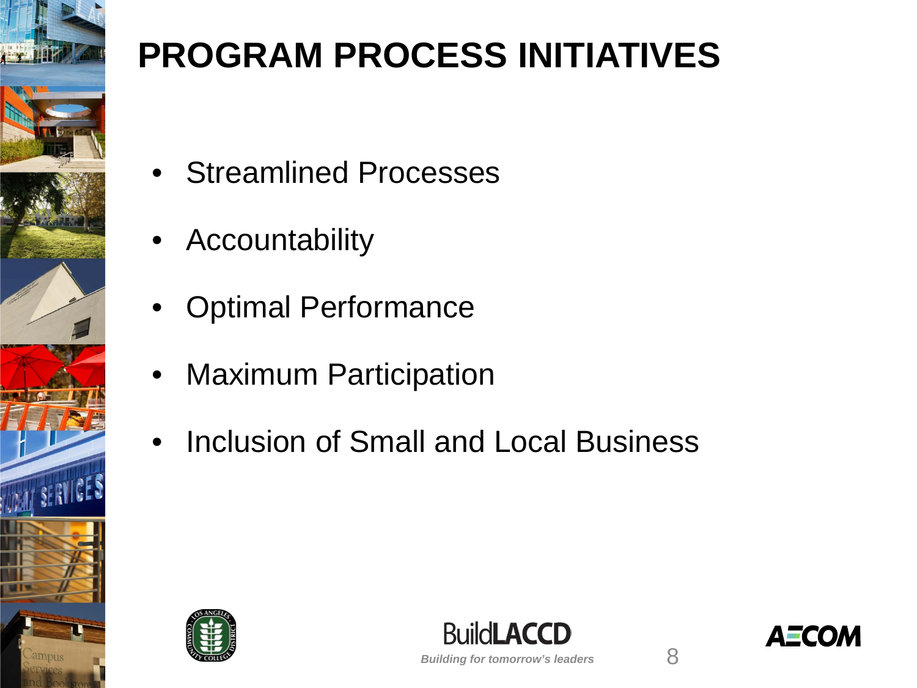# PROGRAM PROCESS INITIATIVES

- Streamlined Processes
- Accountability
- Optimal Performance
- Maximum Participation
- Inclusion of Small and Local Business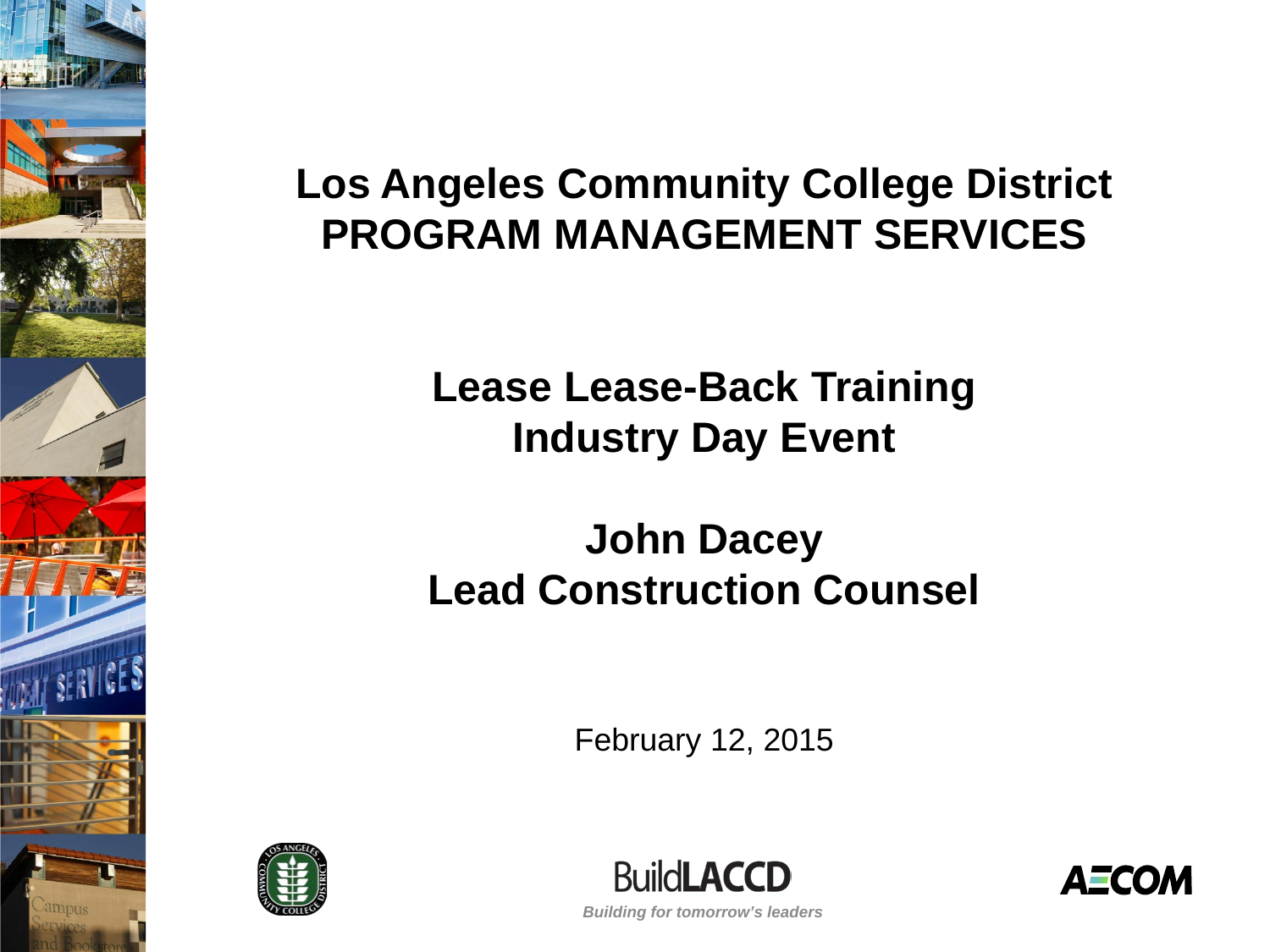# Los Angeles Community College District PROGRAM MANAGEMENT SERVICES

## Lease Lease-Back Training Industry Day Event

## John Dacey Lead Construction Counsel

February 12, 2015

BuildLACCD

*Building for tomorrow's leaders*

AECOM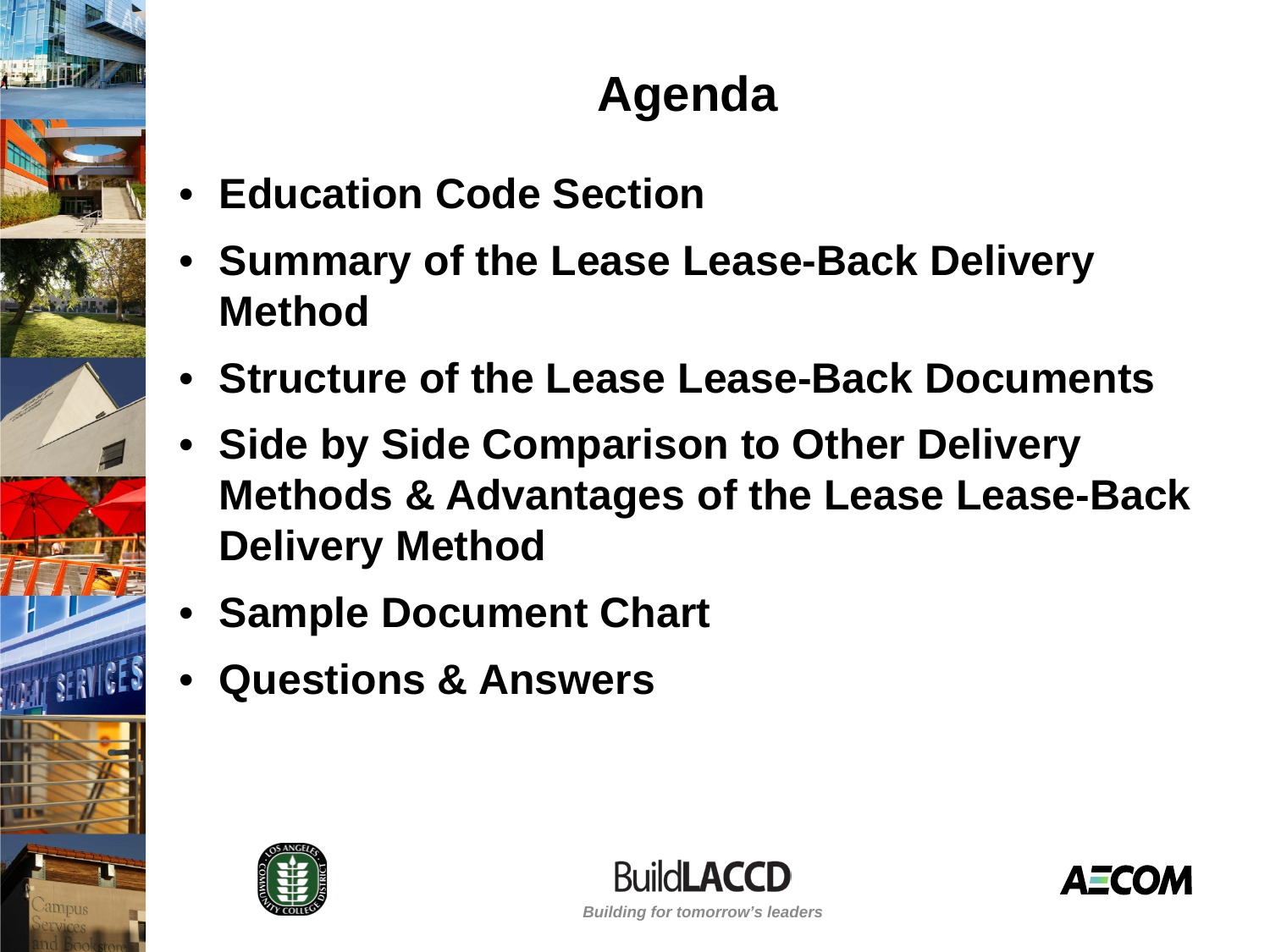# Agenda

- **Education Code Section**
- **Summary of the Lease Lease-Back Delivery Method**
- **Structure of the Lease Lease-Back Documents**
- **Side by Side Comparison to Other Delivery Methods & Advantages of the Lease Lease-Back Delivery Method**
- **Sample Document Chart**
- **Questions & Answers**

BuildLACCD

*Building for tomorrow's leaders*

AECOM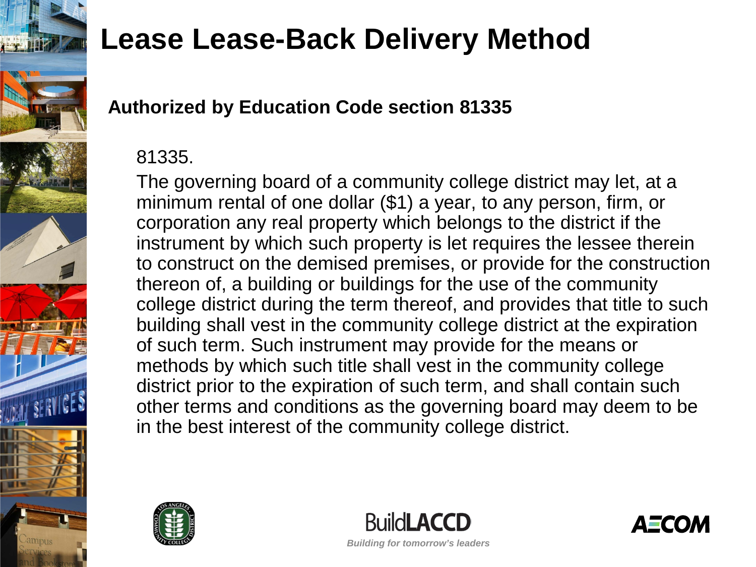# Lease Lease-Back Delivery Method

**Authorized by Education Code section 81335**

81335.

The governing board of a community college district may let, at a minimum rental of one dollar ($1) a year, to any person, firm, or corporation any real property which belongs to the district if the instrument by which such property is let requires the lessee therein to construct on the demised premises, or provide for the construction thereon of, a building or buildings for the use of the community college district during the term thereof, and provides that title to such building shall vest in the community college district at the expiration of such term. Such instrument may provide for the means or methods by which such title shall vest in the community college district prior to the expiration of such term, and shall contain such other terms and conditions as the governing board may deem to be in the best interest of the community college district.

BuildLACCD

*Building for tomorrow's leaders*

AECOM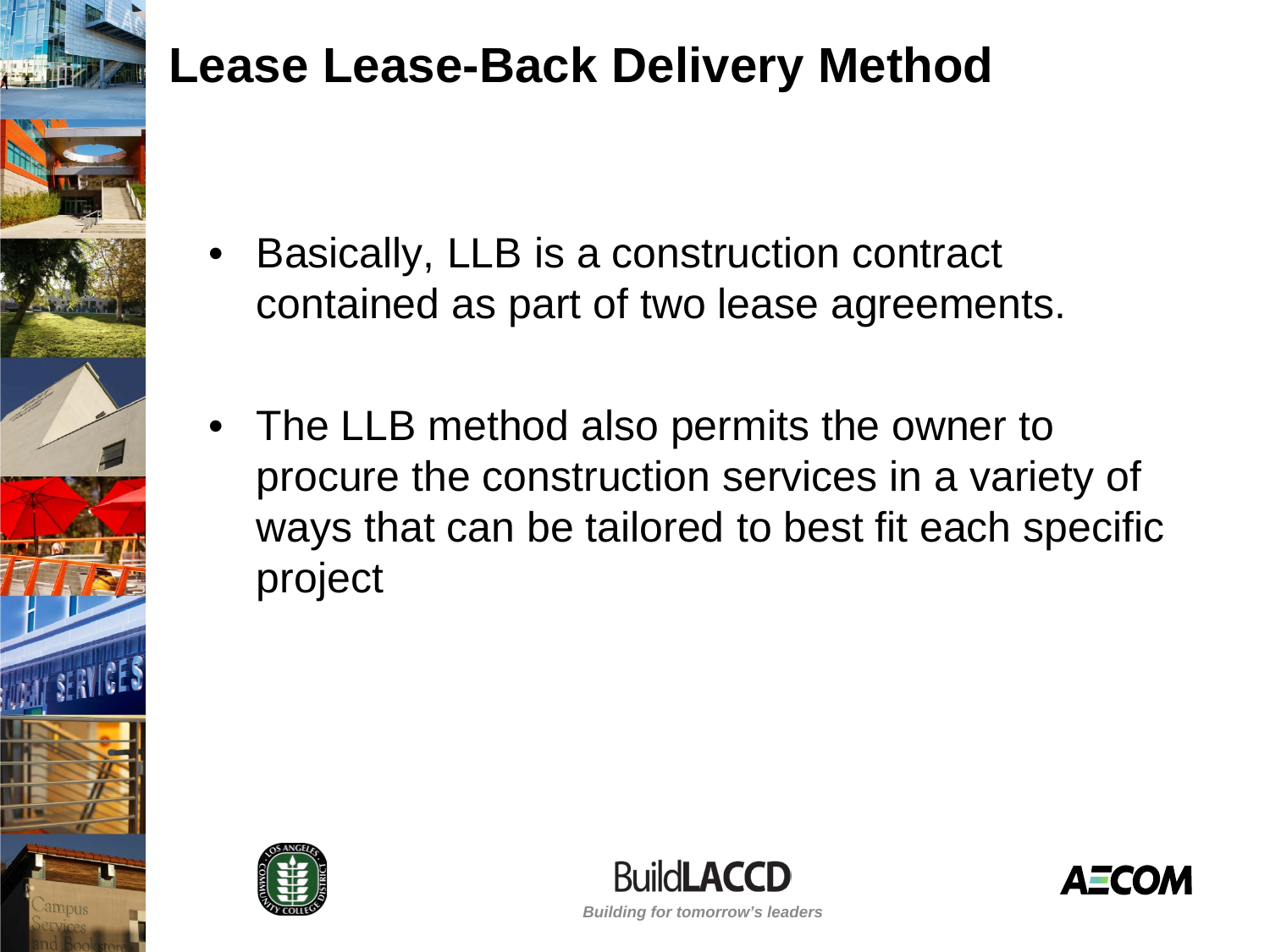# Lease Lease-Back Delivery Method

- Basically, LLB is a construction contract contained as part of two lease agreements.

- The LLB method also permits the owner to procure the construction services in a variety of ways that can be tailored to best fit each specific project

BuildLACCD
*Building for tomorrow's leaders*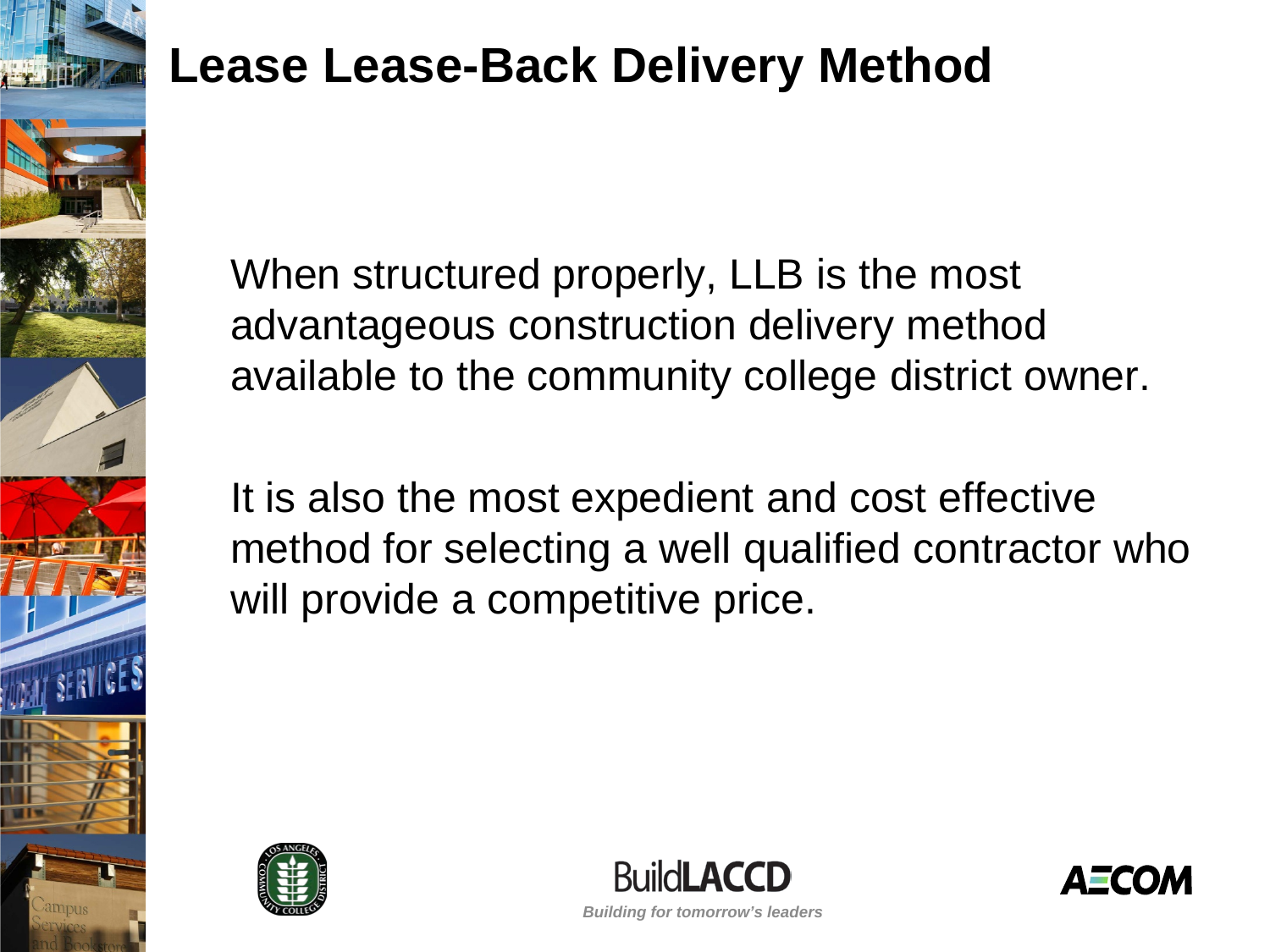# Lease Lease-Back Delivery Method

When structured properly, LLB is the most advantageous construction delivery method available to the community college district owner.

It is also the most expedient and cost effective method for selecting a well qualified contractor who will provide a competitive price.

BuildLACCD

*Building for tomorrow's leaders*

AECOM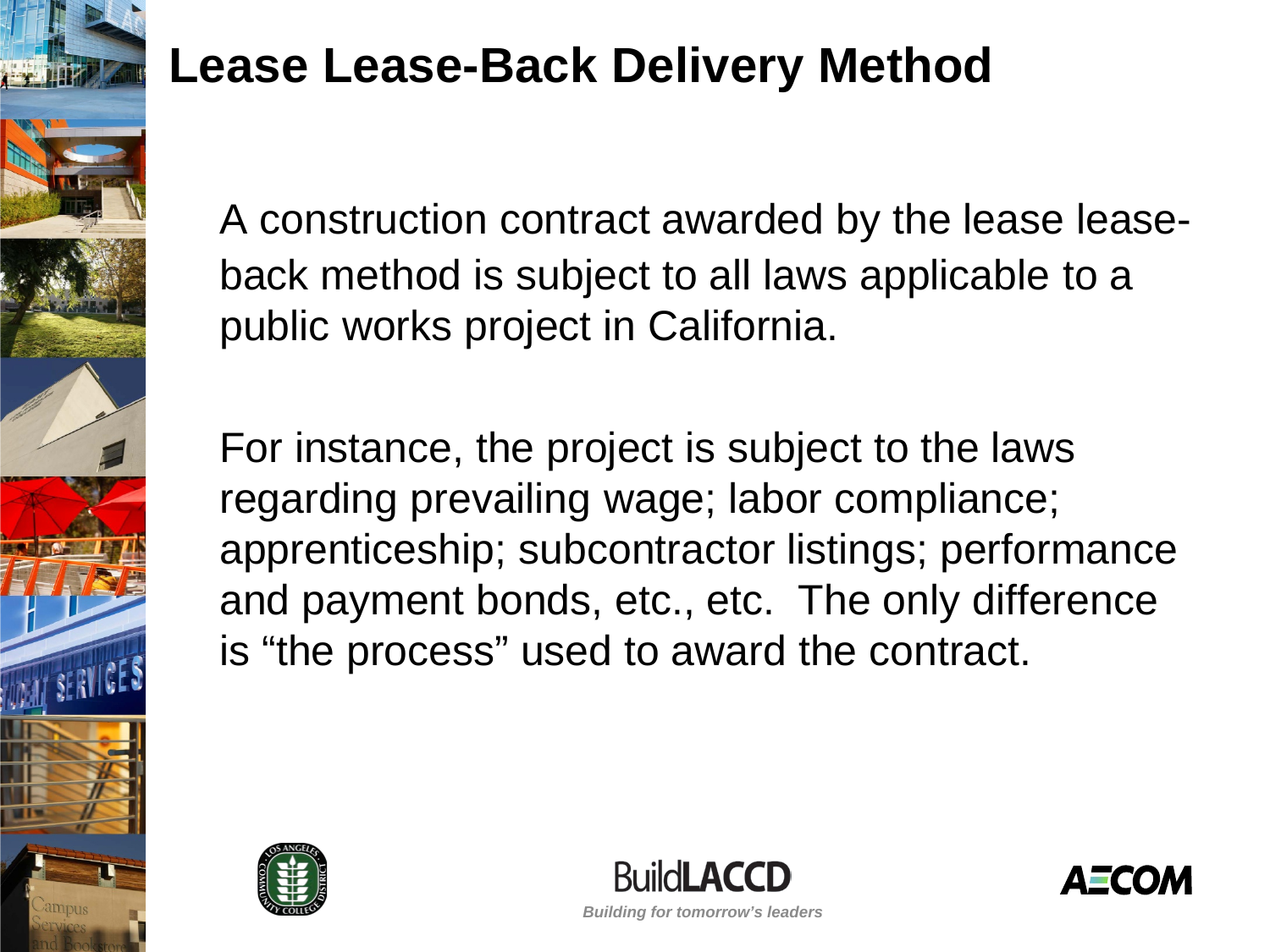# Lease Lease-Back Delivery Method

A construction contract awarded by the lease lease-back method is subject to all laws applicable to a public works project in California.

For instance, the project is subject to the laws regarding prevailing wage; labor compliance; apprenticeship; subcontractor listings; performance and payment bonds, etc., etc. The only difference is "the process" used to award the contract.

BuildLACCD

*Building for tomorrow's leaders*

AECOM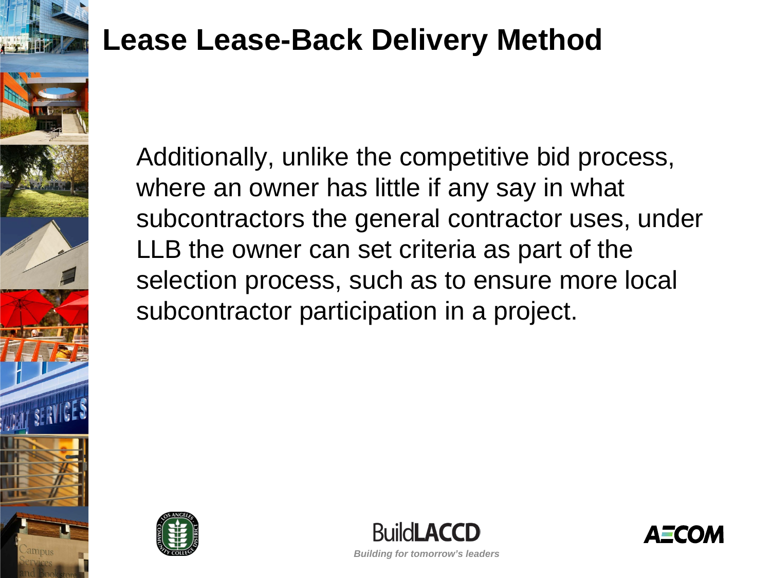# Lease Lease-Back Delivery Method

Additionally, unlike the competitive bid process, where an owner has little if any say in what subcontractors the general contractor uses, under LLB the owner can set criteria as part of the selection process, such as to ensure more local subcontractor participation in a project.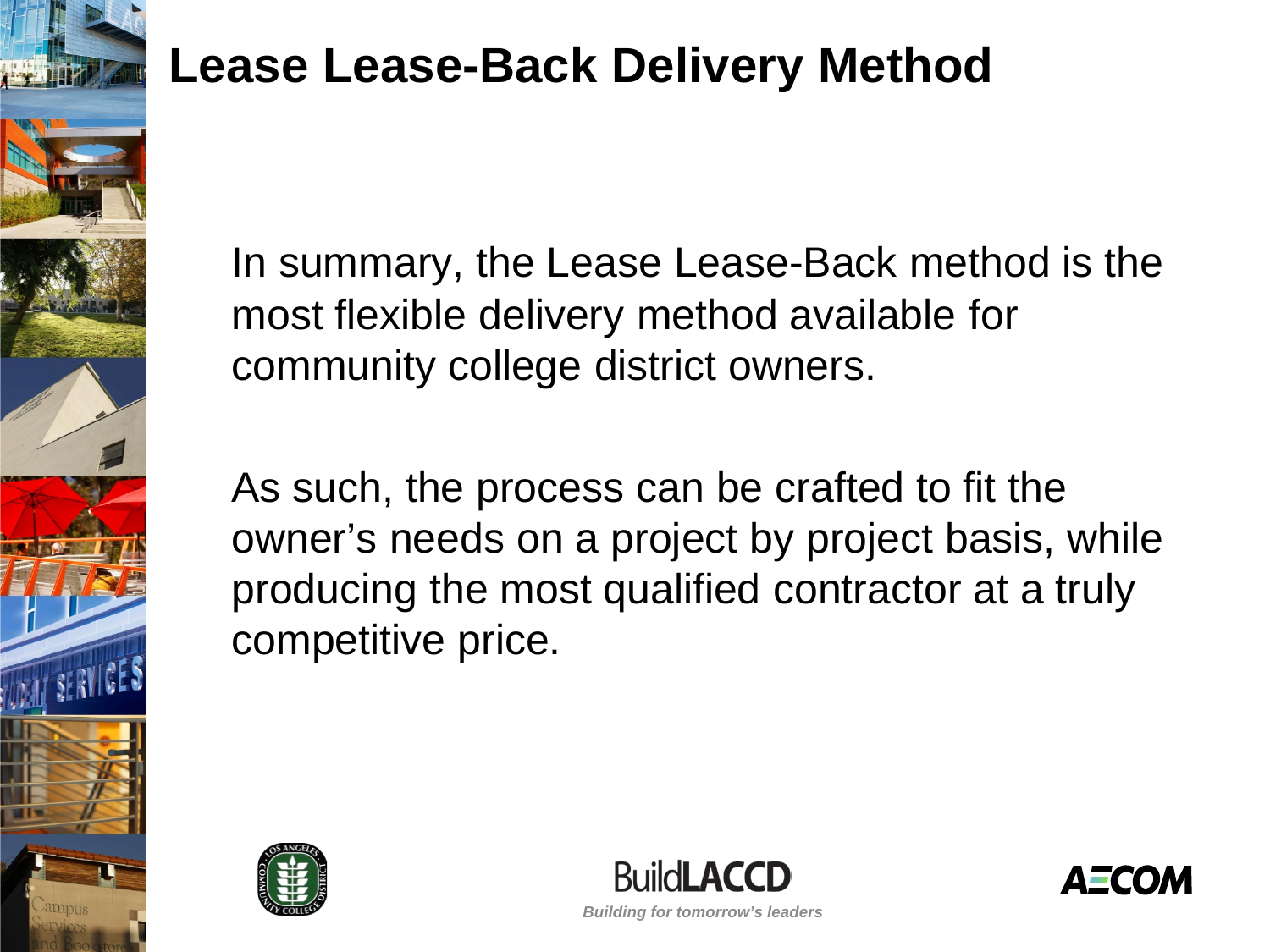# Lease Lease-Back Delivery Method

In summary, the Lease Lease-Back method is the most flexible delivery method available for community college district owners.

As such, the process can be crafted to fit the owner's needs on a project by project basis, while producing the most qualified contractor at a truly competitive price.

BuildLACCD

*Building for tomorrow's leaders*

AECOM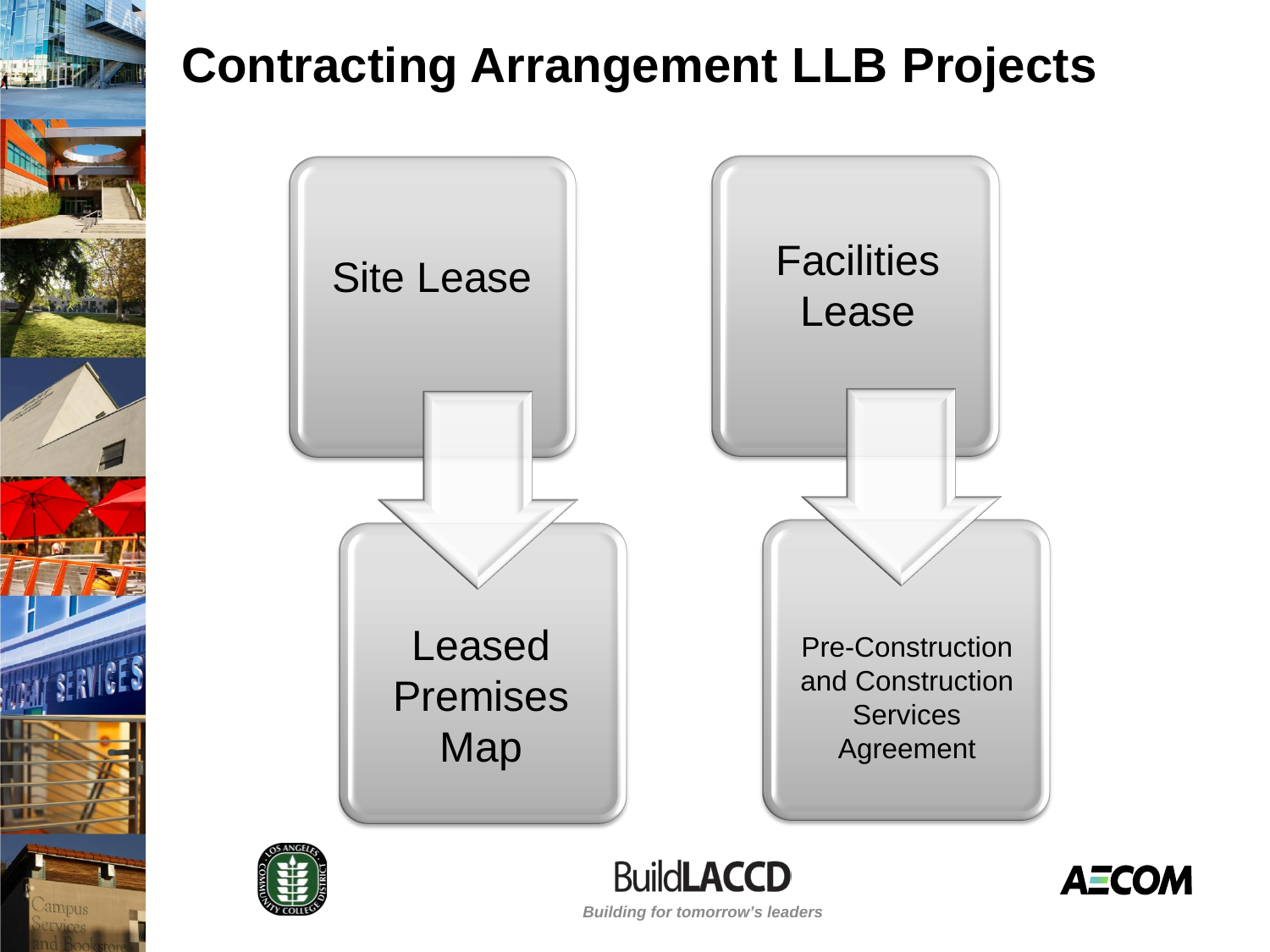# Contracting Arrangement LLB Projects

- Site Lease → Leased Premises Map
- Facilities Lease → Pre-Construction and Construction Services Agreement

BuildLACCD

*Building for tomorrow's leaders*

AECOM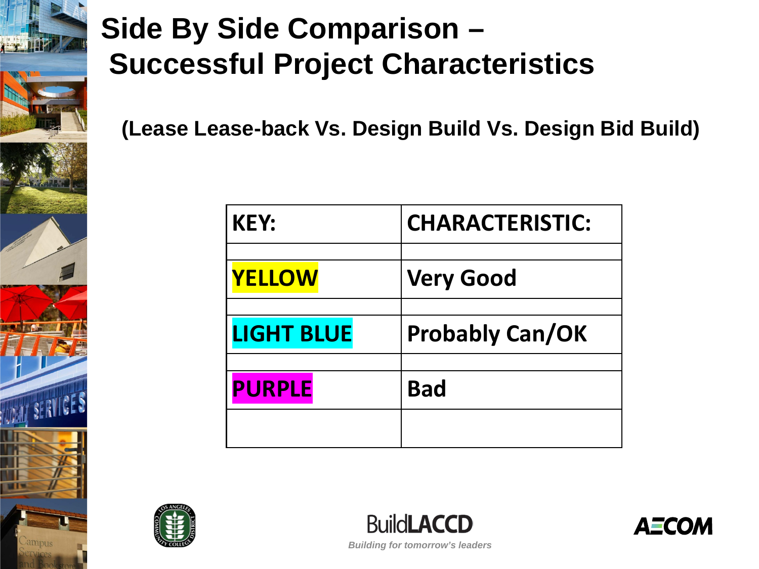# Side By Side Comparison – Successful Project Characteristics

## (Lease Lease-back Vs. Design Build Vs. Design Bid Build)

| KEY: | CHARACTERISTIC: |
|---|---|
| | |
| YELLOW | Very Good |
| | |
| LIGHT BLUE | Probably Can/OK |
| | |
| PURPLE | Bad |
| | |

BuildLACCD

*Building for tomorrow's leaders*

AECOM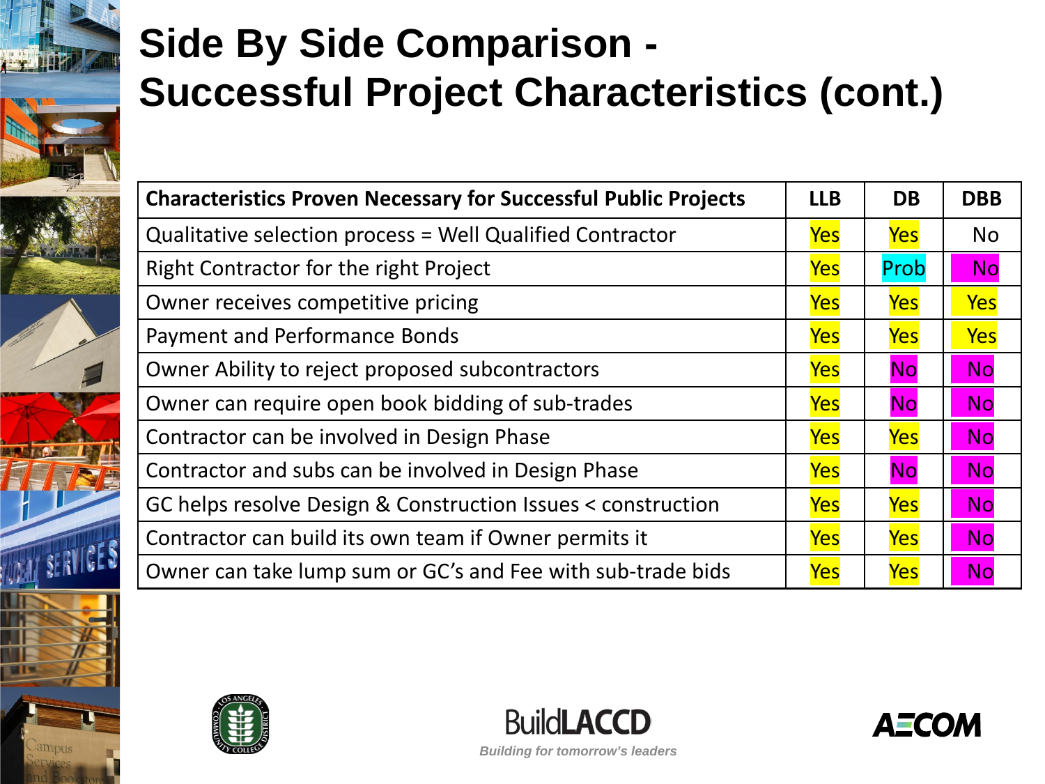# Side By Side Comparison - Successful Project Characteristics (cont.)

| Characteristics Proven Necessary for Successful Public Projects | LLB | DB | DBB |
|---|---|---|---|
| Qualitative selection process = Well Qualified Contractor | Yes | Yes | No |
| Right Contractor for the right Project | Yes | Prob | No |
| Owner receives competitive pricing | Yes | Yes | Yes |
| Payment and Performance Bonds | Yes | Yes | Yes |
| Owner Ability to reject proposed subcontractors | Yes | No | No |
| Owner can require open book bidding of sub-trades | Yes | No | No |
| Contractor can be involved in Design Phase | Yes | Yes | No |
| Contractor and subs can be involved in Design Phase | Yes | No | No |
| GC helps resolve Design & Construction Issues < construction | Yes | Yes | No |
| Contractor can build its own team if Owner permits it | Yes | Yes | No |
| Owner can take lump sum or GC's and Fee with sub-trade bids | Yes | Yes | No |

BuildLACCD

*Building for tomorrow's leaders*

AECOM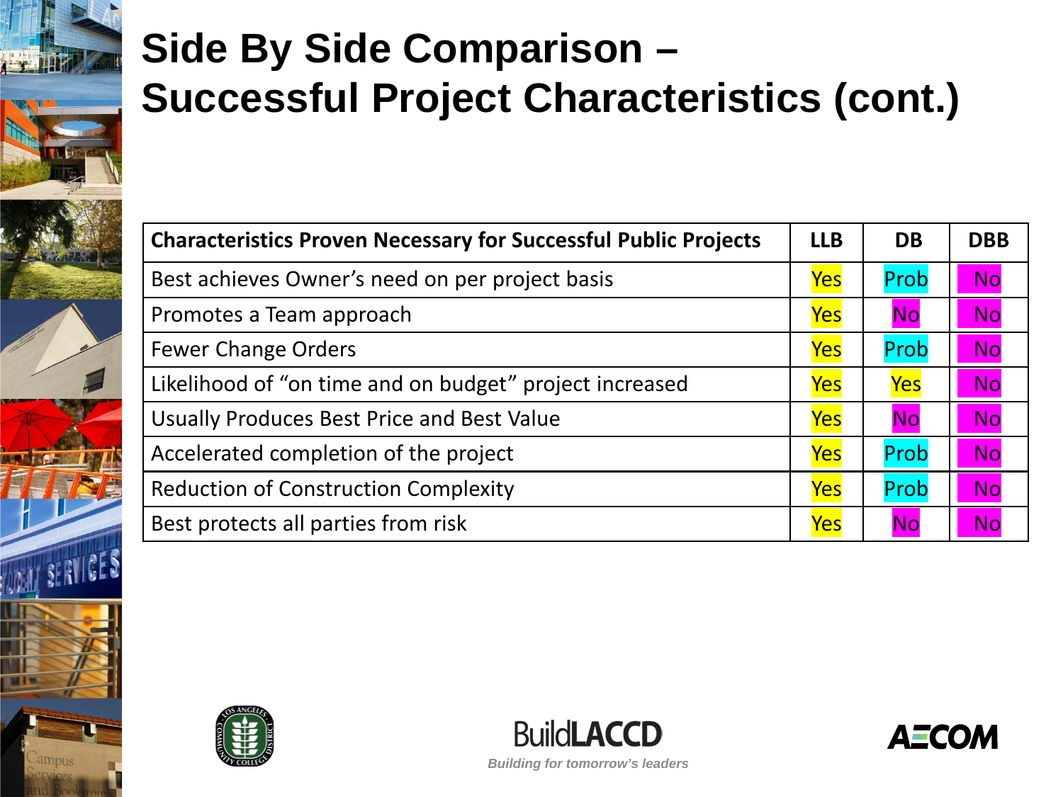# Side By Side Comparison – Successful Project Characteristics (cont.)

| Characteristics Proven Necessary for Successful Public Projects | LLB | DB | DBB |
|---|---|---|---|
| Best achieves Owner's need on per project basis | Yes | Prob | No |
| Promotes a Team approach | Yes | No | No |
| Fewer Change Orders | Yes | Prob | No |
| Likelihood of "on time and on budget" project increased | Yes | Yes | No |
| Usually Produces Best Price and Best Value | Yes | No | No |
| Accelerated completion of the project | Yes | Prob | No |
| Reduction of Construction Complexity | Yes | Prob | No |
| Best protects all parties from risk | Yes | No | No |

BuildLACCD

*Building for tomorrow's leaders*

AECOM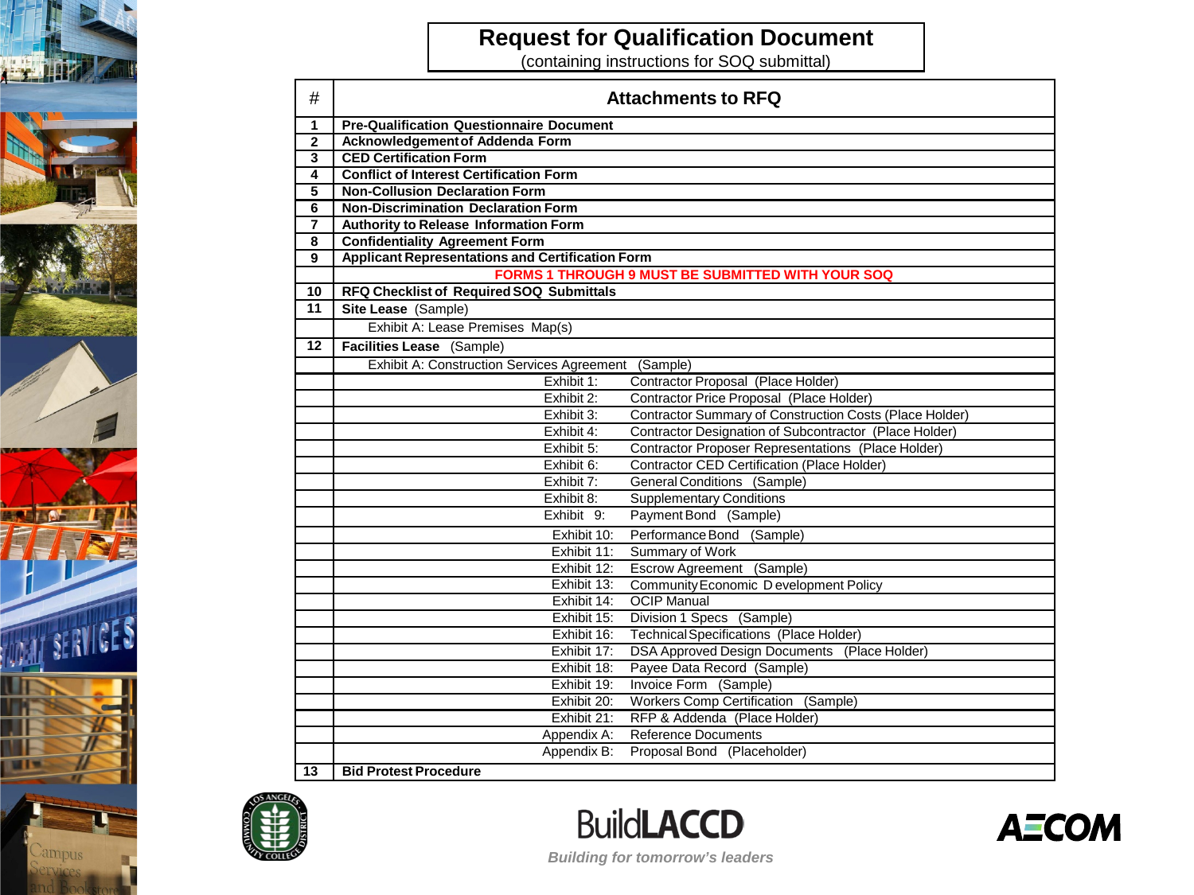# Request for Qualification Document

(containing instructions for SOQ submittal)

| # | Attachments to RFQ |
|---|---|
| 1 | **Pre-Qualification Questionnaire Document** |
| 2 | **Acknowledgement of Addenda Form** |
| 3 | **CED Certification Form** |
| 4 | **Conflict of Interest Certification Form** |
| 5 | **Non-Collusion Declaration Form** |
| 6 | **Non-Discrimination Declaration Form** |
| 7 | **Authority to Release Information Form** |
| 8 | **Confidentiality Agreement Form** |
| 9 | **Applicant Representations and Certification Form** |
| | **FORMS 1 THROUGH 9 MUST BE SUBMITTED WITH YOUR SOQ** |
| 10 | **RFQ Checklist of Required SOQ Submittals** |
| 11 | **Site Lease** (Sample) |
| | Exhibit A: Lease Premises Map(s) |
| 12 | **Facilities Lease** (Sample) |
| | Exhibit A: Construction Services Agreement (Sample) |
| | Exhibit 1: Contractor Proposal (Place Holder) |
| | Exhibit 2: Contractor Price Proposal (Place Holder) |
| | Exhibit 3: Contractor Summary of Construction Costs (Place Holder) |
| | Exhibit 4: Contractor Designation of Subcontractor (Place Holder) |
| | Exhibit 5: Contractor Proposer Representations (Place Holder) |
| | Exhibit 6: Contractor CED Certification (Place Holder) |
| | Exhibit 7: General Conditions (Sample) |
| | Exhibit 8: Supplementary Conditions |
| | Exhibit 9: Payment Bond (Sample) |
| | Exhibit 10: Performance Bond (Sample) |
| | Exhibit 11: Summary of Work |
| | Exhibit 12: Escrow Agreement (Sample) |
| | Exhibit 13: Community Economic Development Policy |
| | Exhibit 14: OCIP Manual |
| | Exhibit 15: Division 1 Specs (Sample) |
| | Exhibit 16: Technical Specifications (Place Holder) |
| | Exhibit 17: DSA Approved Design Documents (Place Holder) |
| | Exhibit 18: Payee Data Record (Sample) |
| | Exhibit 19: Invoice Form (Sample) |
| | Exhibit 20: Workers Comp Certification (Sample) |
| | Exhibit 21: RFP & Addenda (Place Holder) |
| | Appendix A: Reference Documents |
| | Appendix B: Proposal Bond (Placeholder) |
| 13 | **Bid Protest Procedure** |

BuildLACCD

*Building for tomorrow's leaders*

AECOM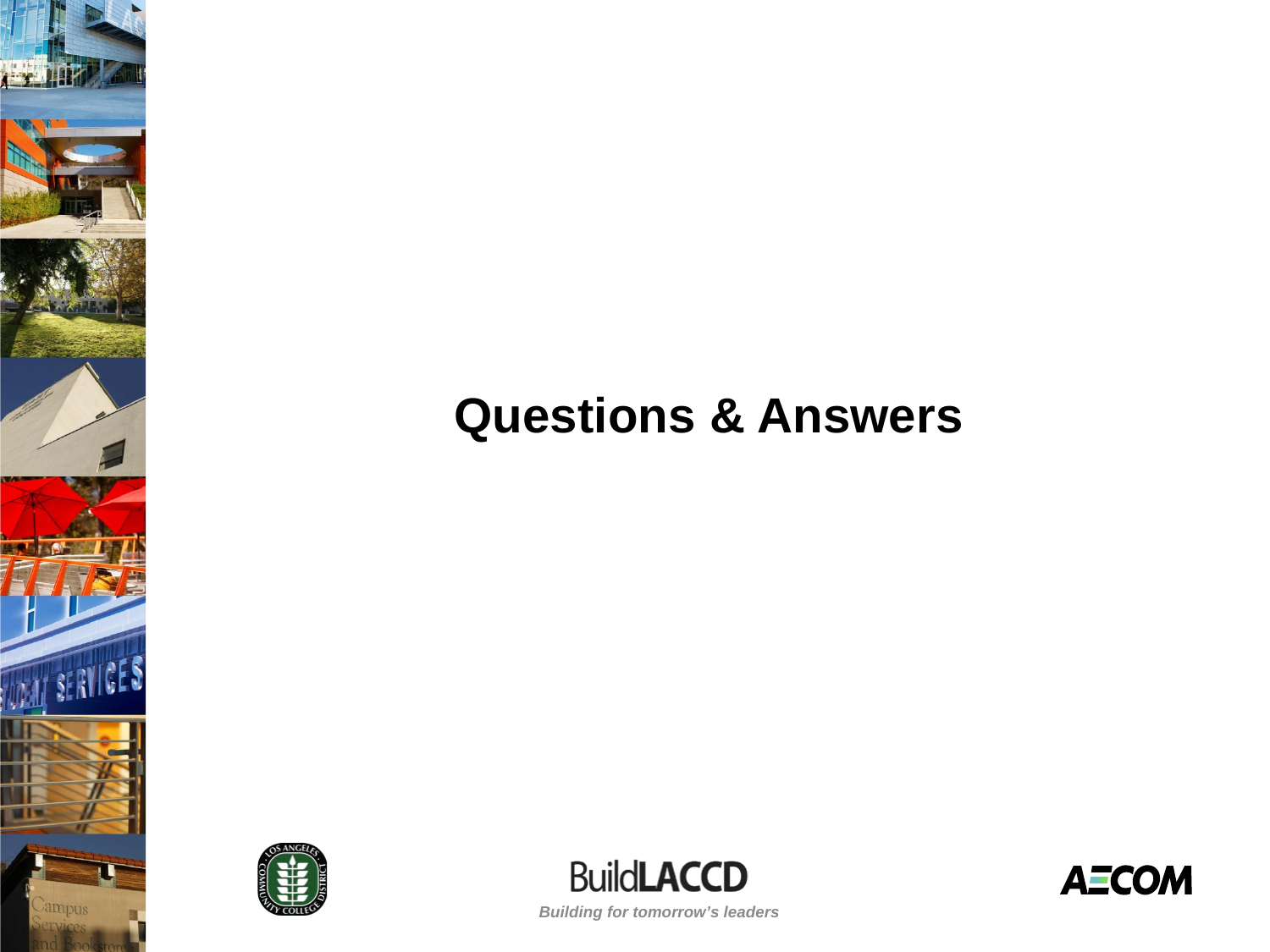# Questions & Answers

BuildLACCD

*Building for tomorrow's leaders*

AECOM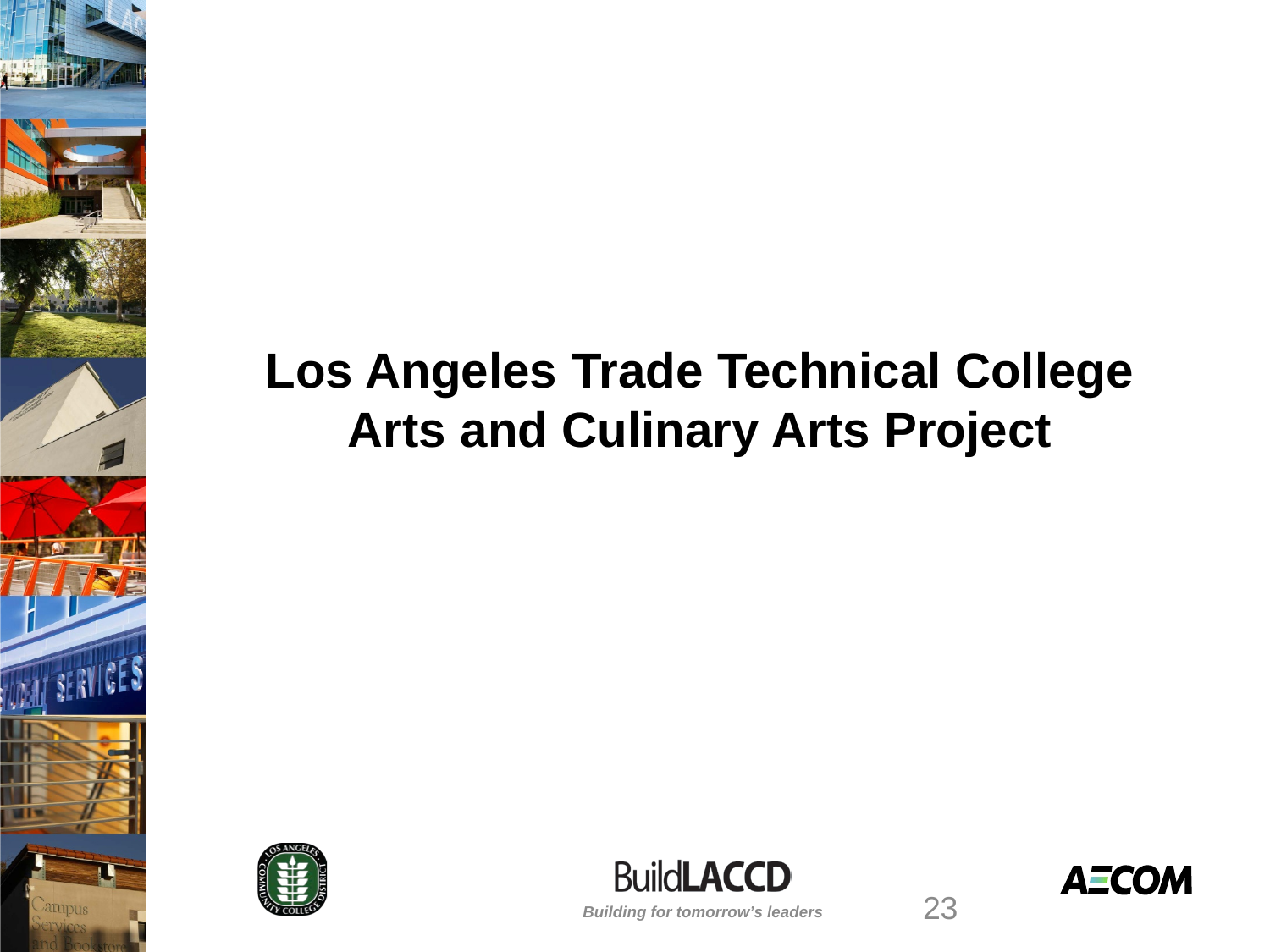# Los Angeles Trade Technical College Arts and Culinary Arts Project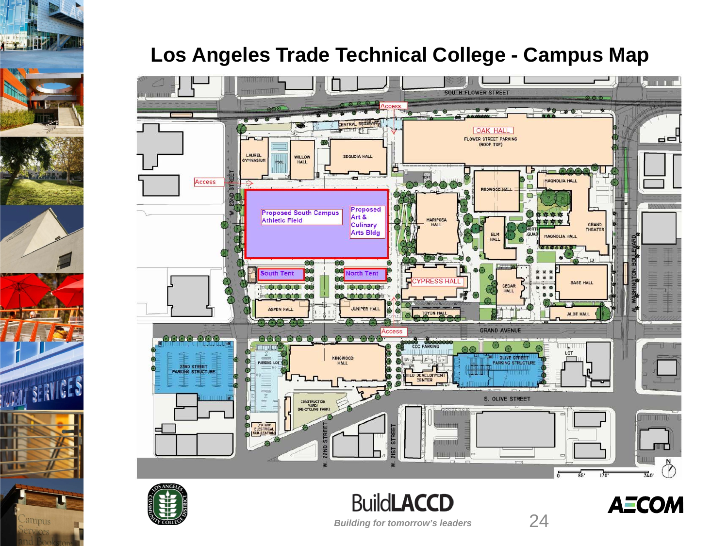# Los Angeles Trade Technical College - Campus Map

SOUTH FLOWER STREET

Access

CENTRAL RECEIVING

OAK HALL

FLOWER STREET PARKING (ROOF TOP)

LAUREL GYMNASIUM

POOL

WILLOW HALL

SEQUOIA HALL

Access

W. 23ND STREET

REDWOOD HALL

MAGNOLIA HALL

Proposed South Campus Athletic Field

Proposed Art & Culinary Arts Bldg

MARIPOSA HALL

ELM HALL

NORTH QUAD

GRAND THEATER

MAGNOLIA HALL

WASHINGTON BOULEVARD

South Tent

North Tent

CYPRESS HALL

CEDAR HALL

SAGE HALL

ASPEN HALL

JUNIPER HALL

TOYON HALL

ALOE HALL

Access

GRAND AVENUE

CDC PARKING

23RD STREET PARKING STRUCTURE

PARKING LOT

KINGWOOD HALL

CHILD DEVELOPMENT CENTER

OLIVE STREET PARKING STRUCTURE

M LOT

S. OLIVE STREET

CONSTRUCTION YARD/ (RE-CYCLING FARM)

(FUTURE ELECTRICAL SUB-STATION)

W. 22ND STREET

W. 21ST STREET

0 85' 170' 340'

N

BuildLACCD

*Building for tomorrow's leaders*

AECOM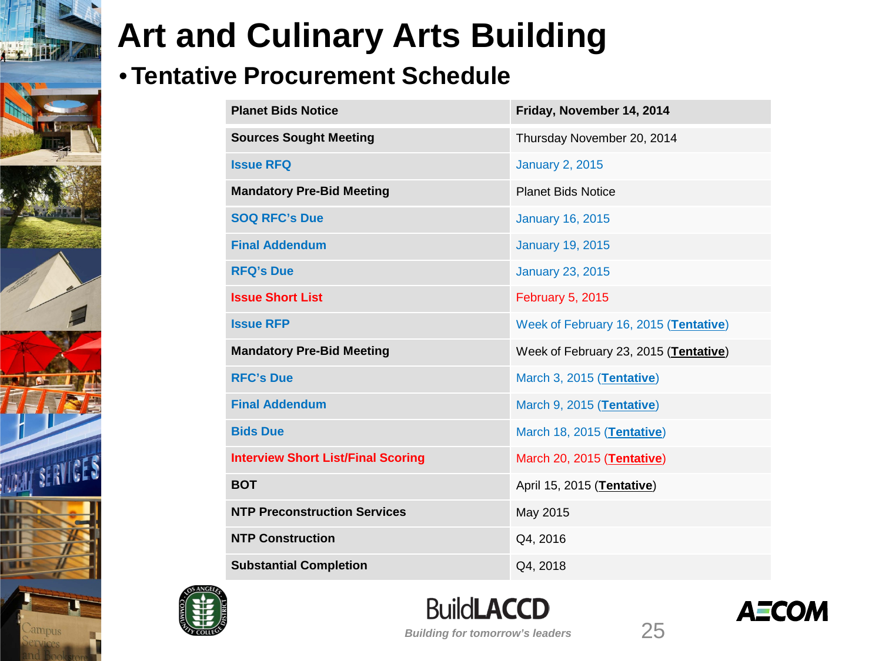# Art and Culinary Arts Building

- **Tentative Procurement Schedule**

| Planet Bids Notice | Friday, November 14, 2014 |
|---|---|
| **Sources Sought Meeting** | Thursday November 20, 2014 |
| **Issue RFQ** | January 2, 2015 |
| **Mandatory Pre-Bid Meeting** | Planet Bids Notice |
| **SOQ RFC's Due** | January 16, 2015 |
| **Final Addendum** | January 19, 2015 |
| **RFQ's Due** | January 23, 2015 |
| **Issue Short List** | February 5, 2015 |
| **Issue RFP** | Week of February 16, 2015 (**Tentative**) |
| **Mandatory Pre-Bid Meeting** | Week of February 23, 2015 (**Tentative**) |
| **RFC's Due** | March 3, 2015 (**Tentative**) |
| **Final Addendum** | March 9, 2015 (**Tentative**) |
| **Bids Due** | March 18, 2015 (**Tentative**) |
| **Interview Short List/Final Scoring** | March 20, 2015 (**Tentative**) |
| **BOT** | April 15, 2015 (**Tentative**) |
| **NTP Preconstruction Services** | May 2015 |
| **NTP Construction** | Q4, 2016 |
| **Substantial Completion** | Q4, 2018 |

BuildLACCD

*Building for tomorrow's leaders*

AECOM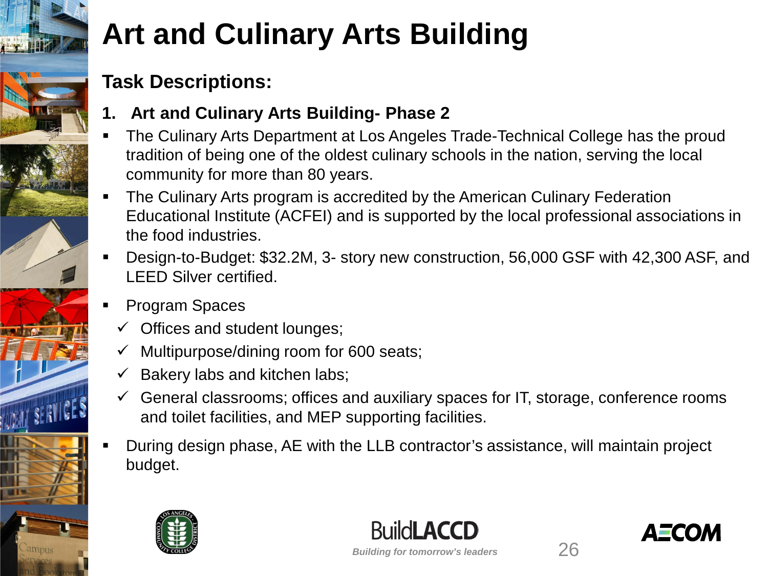# Art and Culinary Arts Building

## Task Descriptions:

### 1. Art and Culinary Arts Building- Phase 2

- The Culinary Arts Department at Los Angeles Trade-Technical College has the proud tradition of being one of the oldest culinary schools in the nation, serving the local community for more than 80 years.
- The Culinary Arts program is accredited by the American Culinary Federation Educational Institute (ACFEI) and is supported by the local professional associations in the food industries.
- Design-to-Budget: $32.2M, 3- story new construction, 56,000 GSF with 42,300 ASF, and LEED Silver certified.
- Program Spaces
  - ✓ Offices and student lounges;
  - ✓ Multipurpose/dining room for 600 seats;
  - ✓ Bakery labs and kitchen labs;
  - ✓ General classrooms; offices and auxiliary spaces for IT, storage, conference rooms and toilet facilities, and MEP supporting facilities.
- During design phase, AE with the LLB contractor's assistance, will maintain project budget.

BuildLACCD

*Building for tomorrow's leaders*

AECOM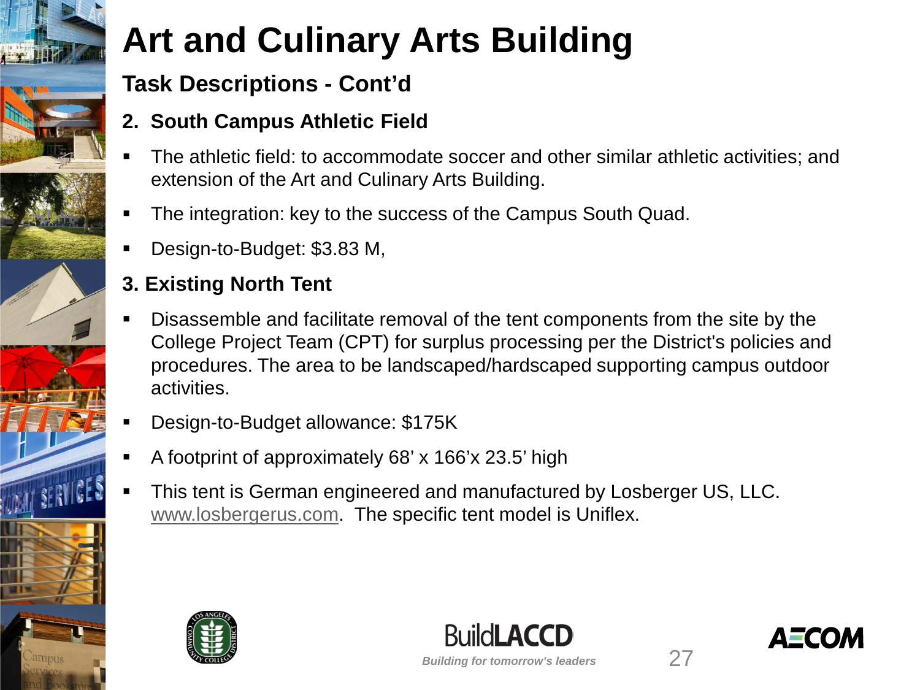# Art and Culinary Arts Building

## Task Descriptions - Cont'd

### 2. South Campus Athletic Field

- The athletic field: to accommodate soccer and other similar athletic activities; and extension of the Art and Culinary Arts Building.
- The integration: key to the success of the Campus South Quad.
- Design-to-Budget: $3.83 M,

### 3. Existing North Tent

- Disassemble and facilitate removal of the tent components from the site by the College Project Team (CPT) for surplus processing per the District's policies and procedures. The area to be landscaped/hardscaped supporting campus outdoor activities.
- Design-to-Budget allowance: $175K
- A footprint of approximately 68' x 166'x 23.5' high
- This tent is German engineered and manufactured by Losberger US, LLC. www.losbergerus.com. The specific tent model is Uniflex.

BuildLACCD

*Building for tomorrow's leaders*

AECOM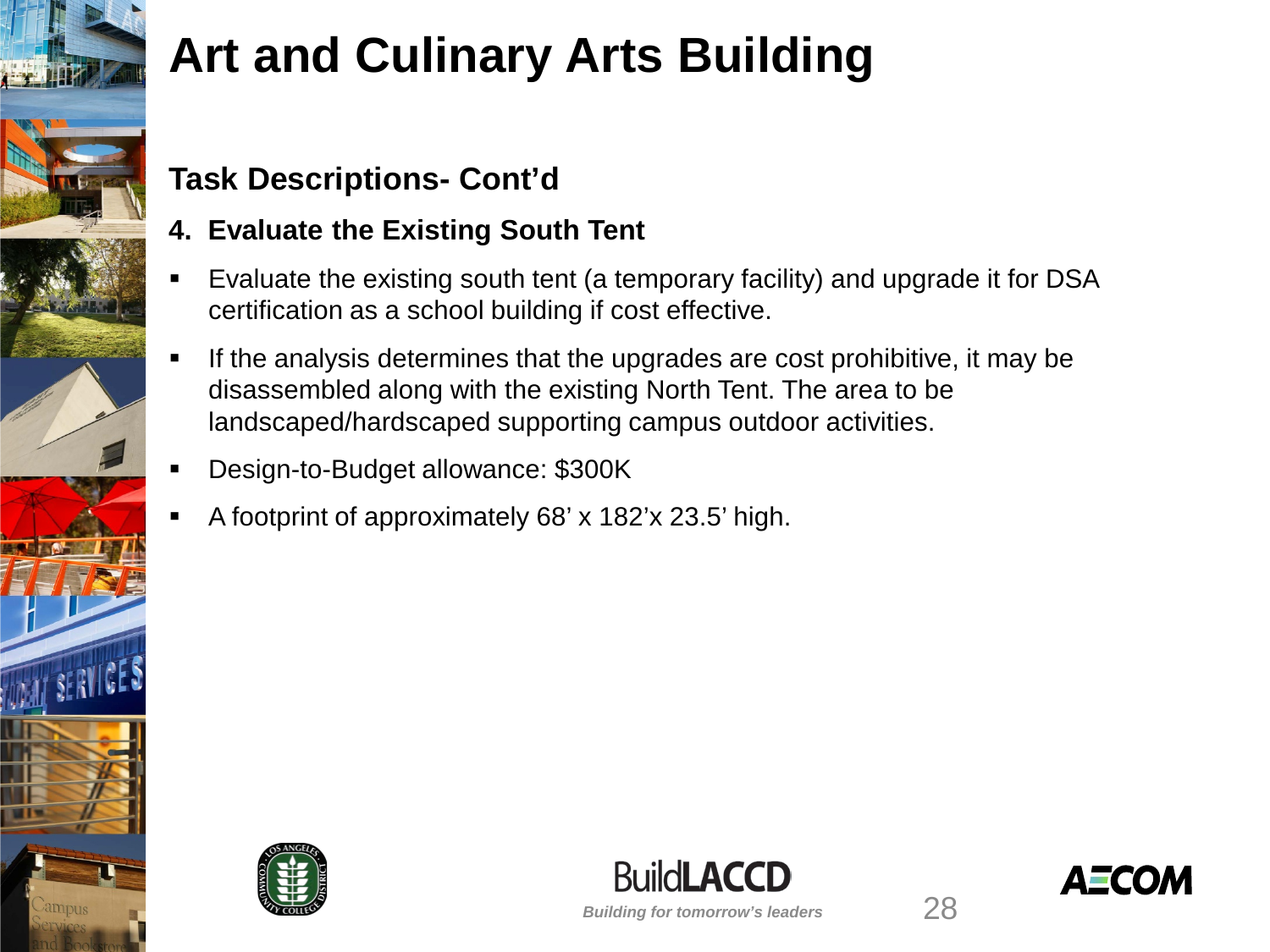# Art and Culinary Arts Building

## Task Descriptions- Cont'd

### 4. Evaluate the Existing South Tent

- Evaluate the existing south tent (a temporary facility) and upgrade it for DSA certification as a school building if cost effective.
- If the analysis determines that the upgrades are cost prohibitive, it may be disassembled along with the existing North Tent. The area to be landscaped/hardscaped supporting campus outdoor activities.
- Design-to-Budget allowance: $300K
- A footprint of approximately 68' x 182'x 23.5' high.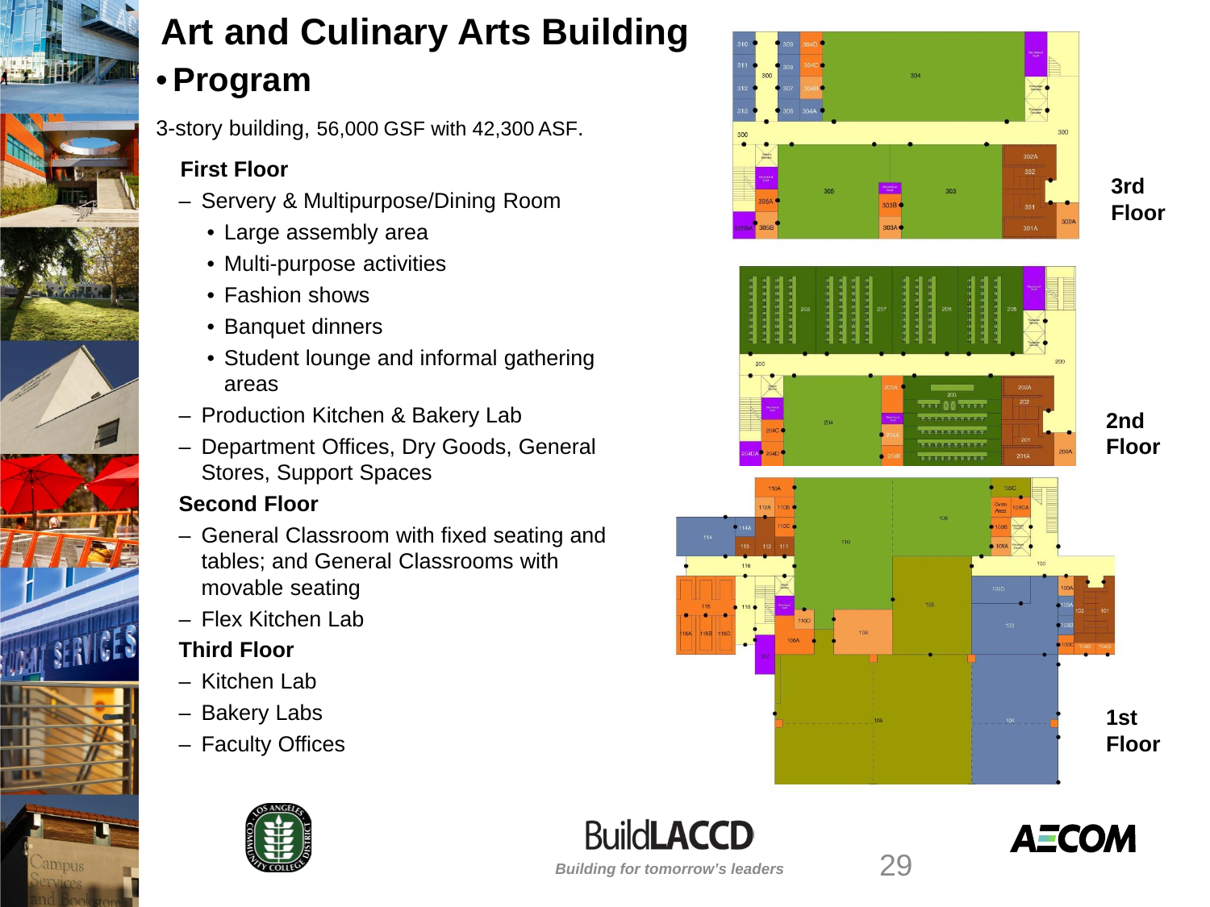# Art and Culinary Arts Building

- **Program**

3-story building, 56,000 GSF with 42,300 ASF.

**First Floor**

- Servery & Multipurpose/Dining Room
  - Large assembly area
  - Multi-purpose activities
  - Fashion shows
  - Banquet dinners
  - Student lounge and informal gathering areas
- Production Kitchen & Bakery Lab
- Department Offices, Dry Goods, General Stores, Support Spaces

**Second Floor**

- General Classroom with fixed seating and tables; and General Classrooms with movable seating
- Flex Kitchen Lab

**Third Floor**

- Kitchen Lab
- Bakery Labs
- Faculty Offices

3rd Floor

2nd Floor

1st Floor

BuildLACCD

*Building for tomorrow's leaders*

AECOM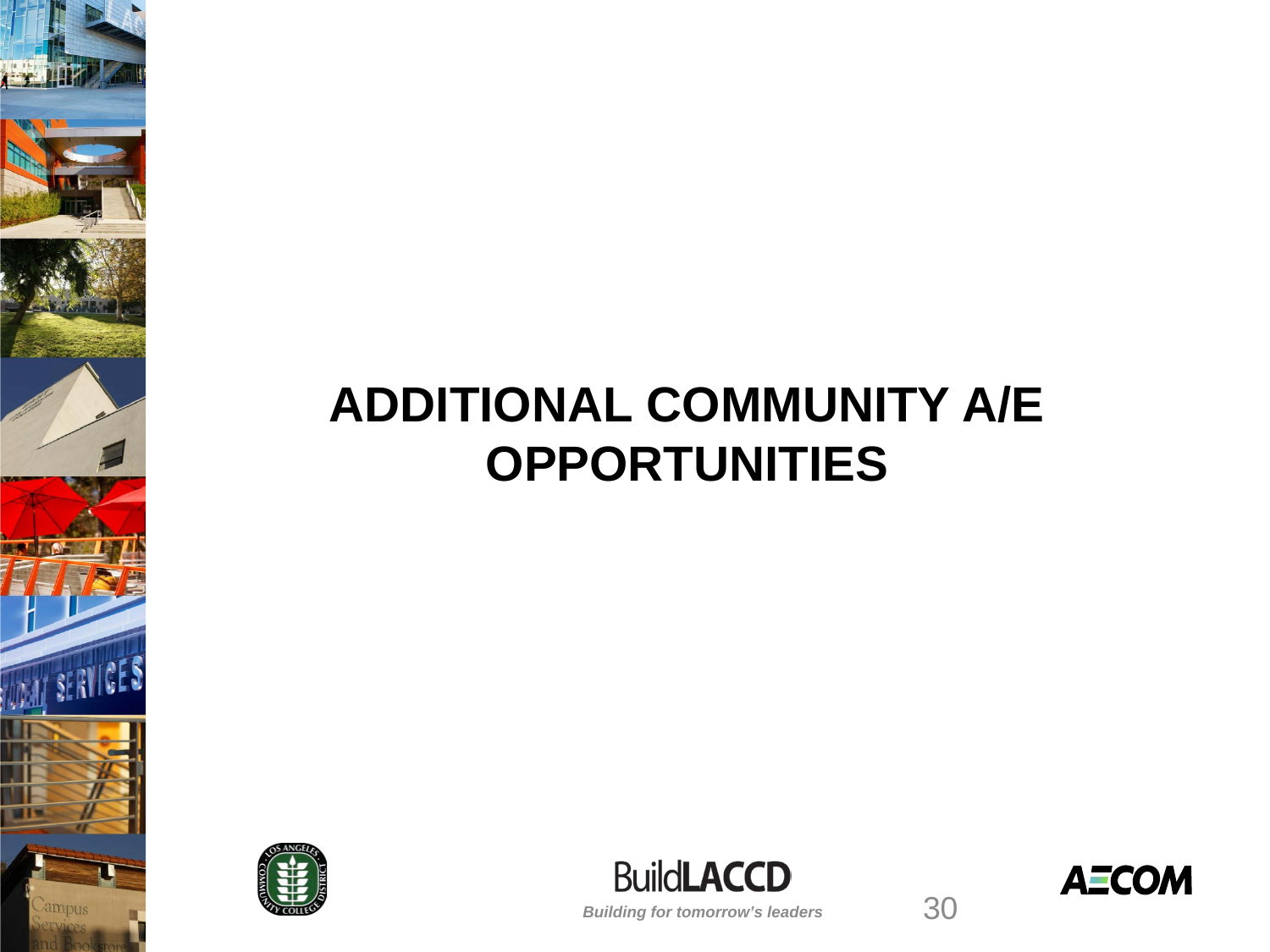# ADDITIONAL COMMUNITY A/E OPPORTUNITIES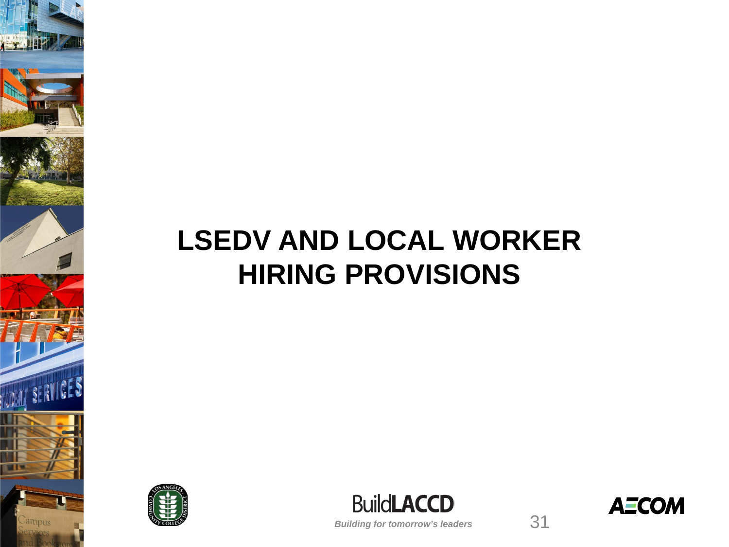# LSEDV AND LOCAL WORKER HIRING PROVISIONS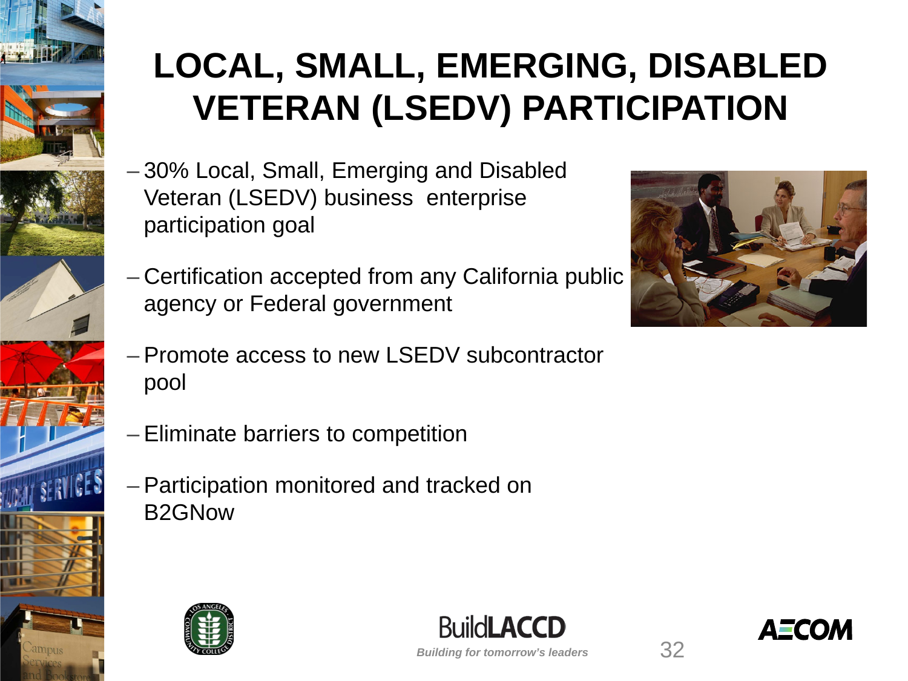# LOCAL, SMALL, EMERGING, DISABLED VETERAN (LSEDV) PARTICIPATION

- 30% Local, Small, Emerging and Disabled Veteran (LSEDV) business enterprise participation goal
- Certification accepted from any California public agency or Federal government
- Promote access to new LSEDV subcontractor pool
- Eliminate barriers to competition
- Participation monitored and tracked on B2GNow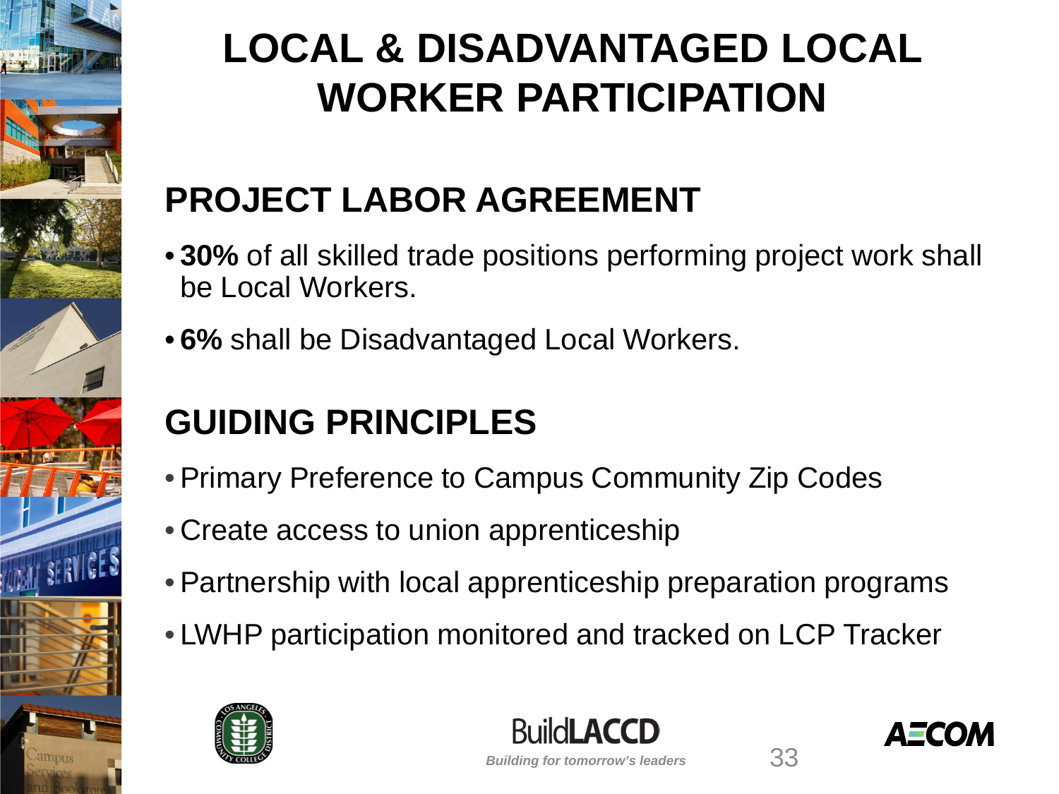# LOCAL & DISADVANTAGED LOCAL WORKER PARTICIPATION

## PROJECT LABOR AGREEMENT

- **30%** of all skilled trade positions performing project work shall be Local Workers.
- **6%** shall be Disadvantaged Local Workers.

## GUIDING PRINCIPLES

- Primary Preference to Campus Community Zip Codes
- Create access to union apprenticeship
- Partnership with local apprenticeship preparation programs
- LWHP participation monitored and tracked on LCP Tracker

BuildLACCD

*Building for tomorrow's leaders*

AECOM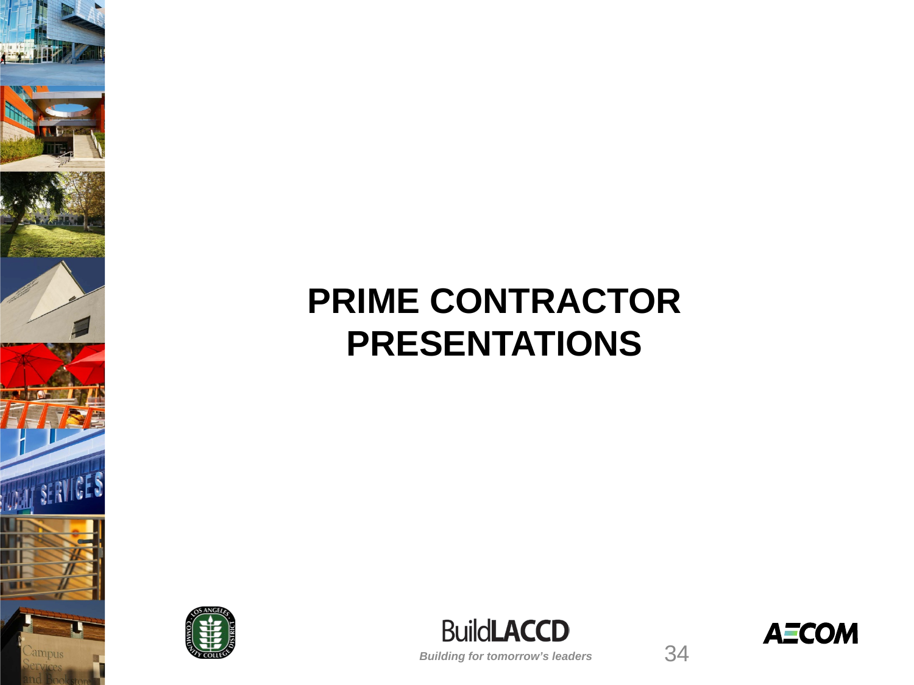# PRIME CONTRACTOR PRESENTATIONS

*Building for tomorrow's leaders*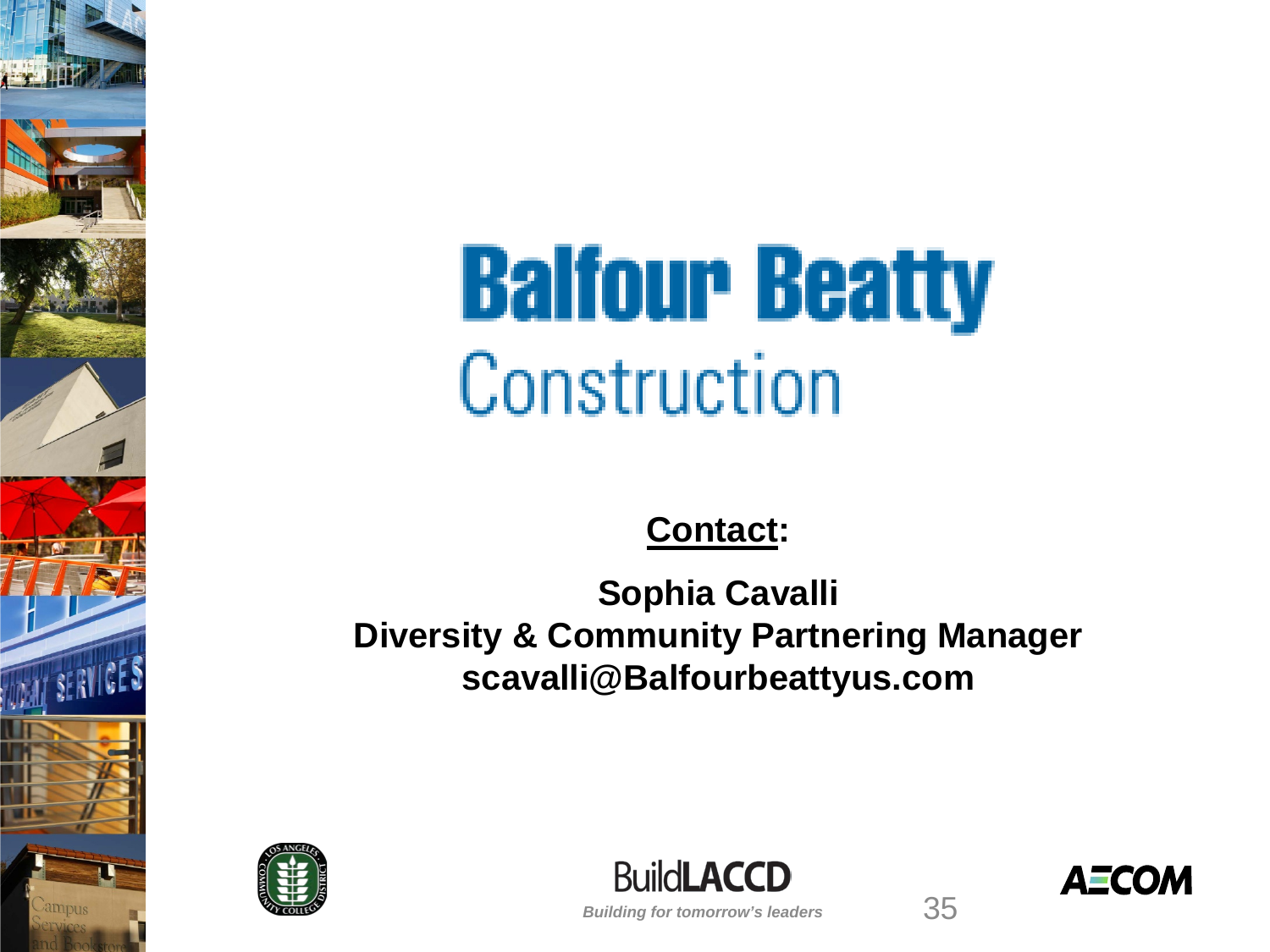# Balfour Beatty Construction

**Contact:**

**Sophia Cavalli**
**Diversity & Community Partnering Manager**
**scavalli@Balfourbeattyus.com**

BuildLACCD

*Building for tomorrow's leaders*

AECOM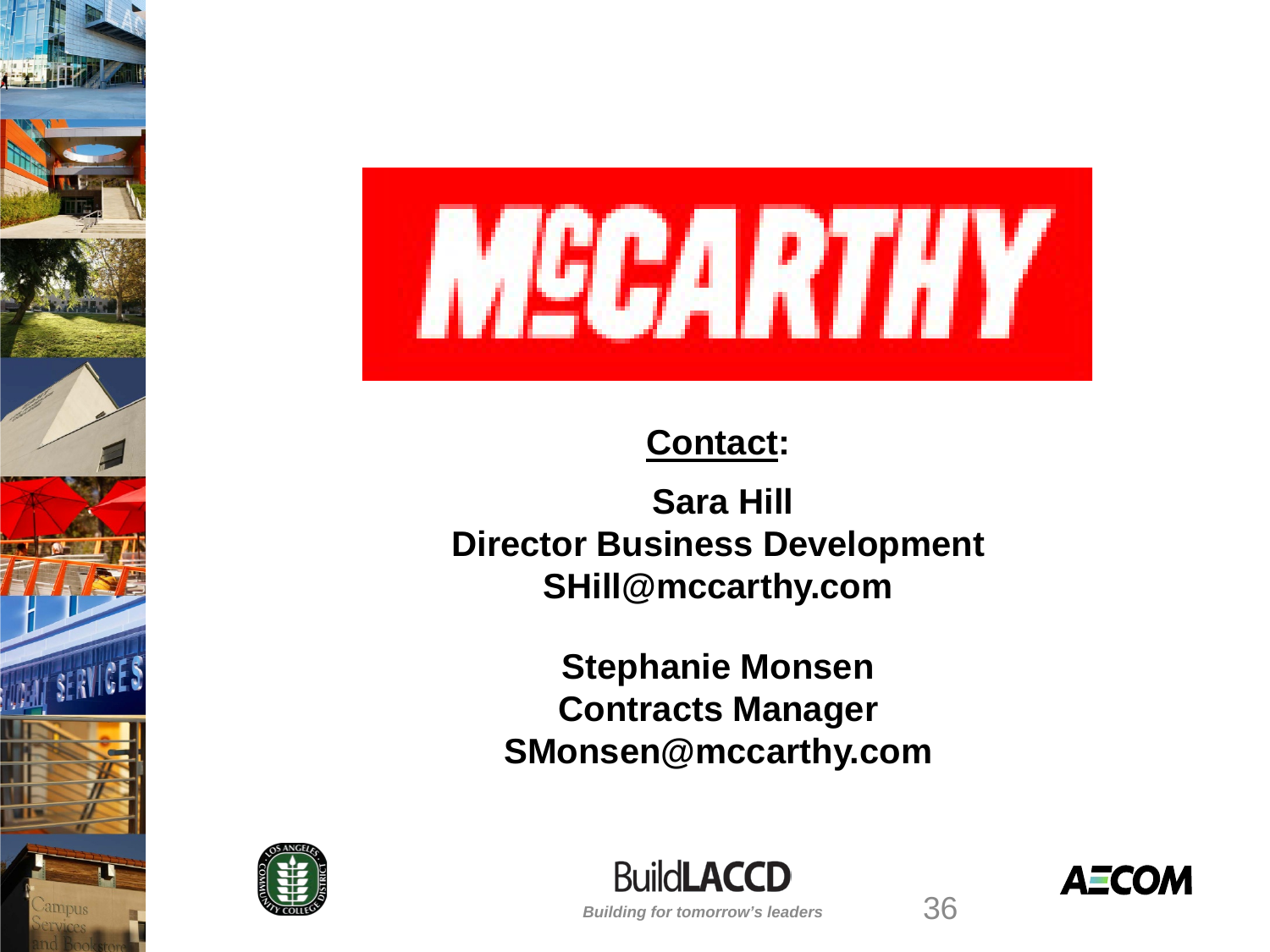**MCCARTHY**

**Contact:**

**Sara Hill**
**Director Business Development**
**SHill@mccarthy.com**

**Stephanie Monsen**
**Contracts Manager**
**SMonsen@mccarthy.com**

BuildLACCD

*Building for tomorrow's leaders*

AECOM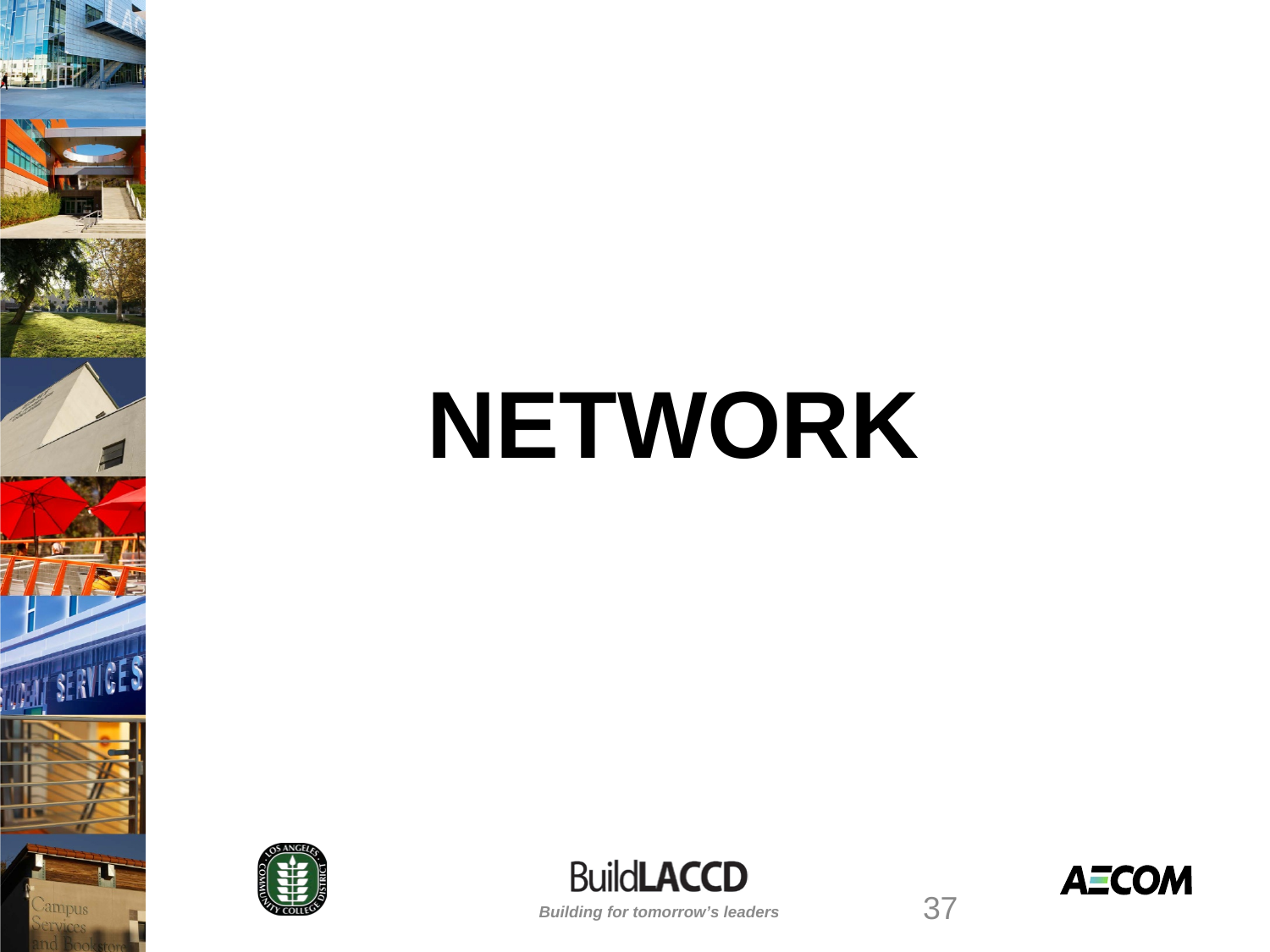# NETWORK